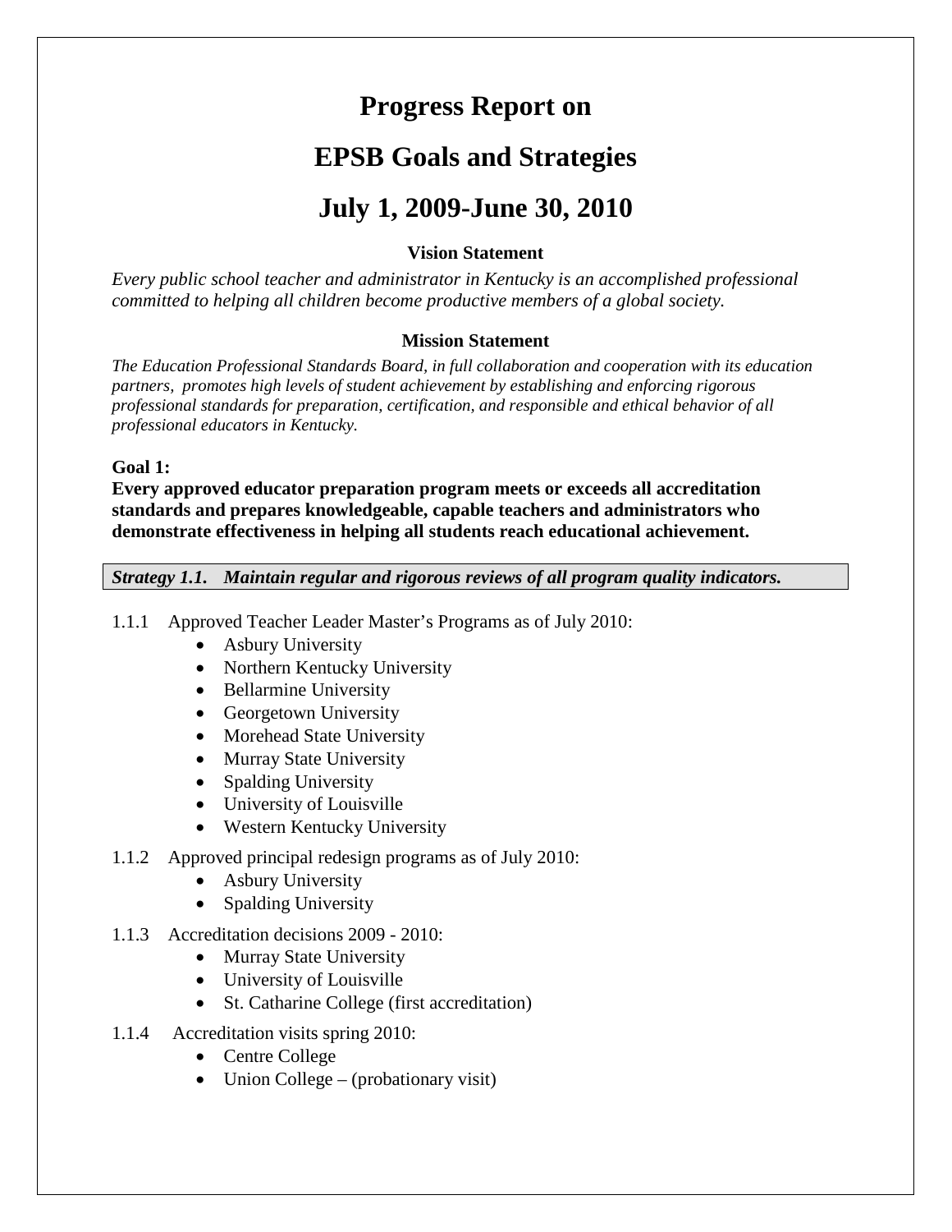# Progress Report on

# EPSB Goals and Strategies

# July 1, 2009-June 30, 2010

### Vision Statement

*Every public school teacher and administrator in Kentucky is an accomplished professional committed to helping all children become productive members of a global society.*

### Mission Statement

*The Education Professional Standards Board, in full collaboration and cooperation with its education partners, promotes high levels of student achievement by establishing and enforcing rigorous professional standards for preparation, certification, and responsible and ethical behavior of all professional educators in Kentucky.*

**Goal 1:**
**Every approved educator preparation program meets or exceeds all accreditation standards and prepares knowledgeable, capable teachers and administrators who demonstrate effectiveness in helping all students reach educational achievement.**

***Strategy 1.1. Maintain regular and rigorous reviews of all program quality indicators.***

1.1.1 Approved Teacher Leader Master's Programs as of July 2010:
- Asbury University
- Northern Kentucky University
- Bellarmine University
- Georgetown University
- Morehead State University
- Murray State University
- Spalding University
- University of Louisville
- Western Kentucky University

1.1.2 Approved principal redesign programs as of July 2010:
- Asbury University
- Spalding University

1.1.3 Accreditation decisions 2009 - 2010:
- Murray State University
- University of Louisville
- St. Catharine College (first accreditation)

1.1.4 Accreditation visits spring 2010:
- Centre College
- Union College – (probationary visit)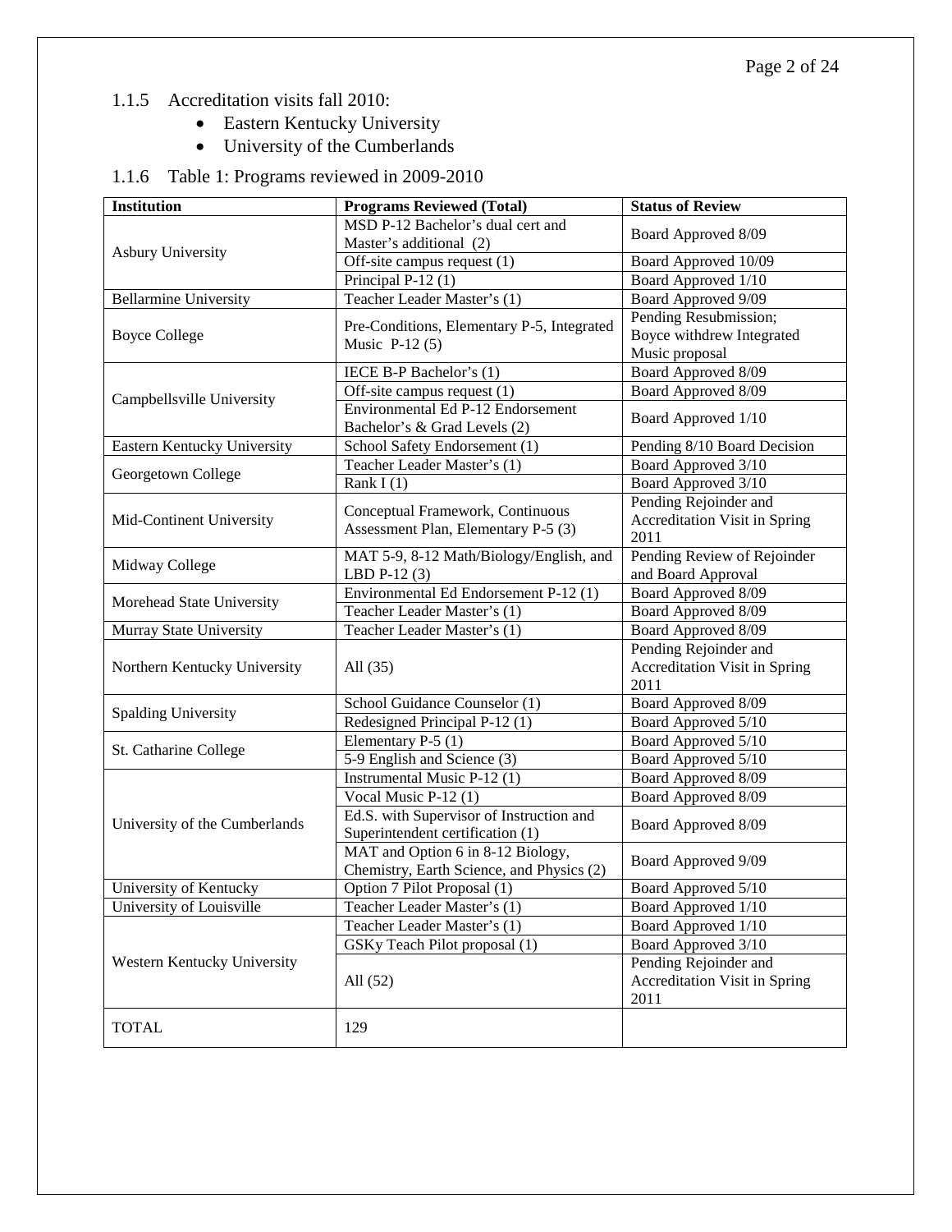### 1.1.5 Accreditation visits fall 2010:

- Eastern Kentucky University
- University of the Cumberlands

### 1.1.6 Table 1: Programs reviewed in 2009-2010

| Institution | Programs Reviewed (Total) | Status of Review |
|---|---|---|
| Asbury University | MSD P-12 Bachelor's dual cert and Master's additional (2) | Board Approved 8/09 |
| | Off-site campus request (1) | Board Approved 10/09 |
| | Principal P-12 (1) | Board Approved 1/10 |
| Bellarmine University | Teacher Leader Master's (1) | Board Approved 9/09 |
| Boyce College | Pre-Conditions, Elementary P-5, Integrated Music P-12 (5) | Pending Resubmission; Boyce withdrew Integrated Music proposal |
| Campbellsville University | IECE B-P Bachelor's (1) | Board Approved 8/09 |
| | Off-site campus request (1) | Board Approved 8/09 |
| | Environmental Ed P-12 Endorsement Bachelor's & Grad Levels (2) | Board Approved 1/10 |
| Eastern Kentucky University | School Safety Endorsement (1) | Pending 8/10 Board Decision |
| Georgetown College | Teacher Leader Master's (1) | Board Approved 3/10 |
| | Rank I (1) | Board Approved 3/10 |
| Mid-Continent University | Conceptual Framework, Continuous Assessment Plan, Elementary P-5 (3) | Pending Rejoinder and Accreditation Visit in Spring 2011 |
| Midway College | MAT 5-9, 8-12 Math/Biology/English, and LBD P-12 (3) | Pending Review of Rejoinder and Board Approval |
| Morehead State University | Environmental Ed Endorsement P-12 (1) | Board Approved 8/09 |
| | Teacher Leader Master's (1) | Board Approved 8/09 |
| Murray State University | Teacher Leader Master's (1) | Board Approved 8/09 |
| Northern Kentucky University | All (35) | Pending Rejoinder and Accreditation Visit in Spring 2011 |
| Spalding University | School Guidance Counselor (1) | Board Approved 8/09 |
| | Redesigned Principal P-12 (1) | Board Approved 5/10 |
| St. Catharine College | Elementary P-5 (1) | Board Approved 5/10 |
| | 5-9 English and Science (3) | Board Approved 5/10 |
| University of the Cumberlands | Instrumental Music P-12 (1) | Board Approved 8/09 |
| | Vocal Music P-12 (1) | Board Approved 8/09 |
| | Ed.S. with Supervisor of Instruction and Superintendent certification (1) | Board Approved 8/09 |
| | MAT and Option 6 in 8-12 Biology, Chemistry, Earth Science, and Physics (2) | Board Approved 9/09 |
| University of Kentucky | Option 7 Pilot Proposal (1) | Board Approved 5/10 |
| University of Louisville | Teacher Leader Master's (1) | Board Approved 1/10 |
| Western Kentucky University | Teacher Leader Master's (1) | Board Approved 1/10 |
| | GSKy Teach Pilot proposal (1) | Board Approved 3/10 |
| | All (52) | Pending Rejoinder and Accreditation Visit in Spring 2011 |
| TOTAL | 129 | |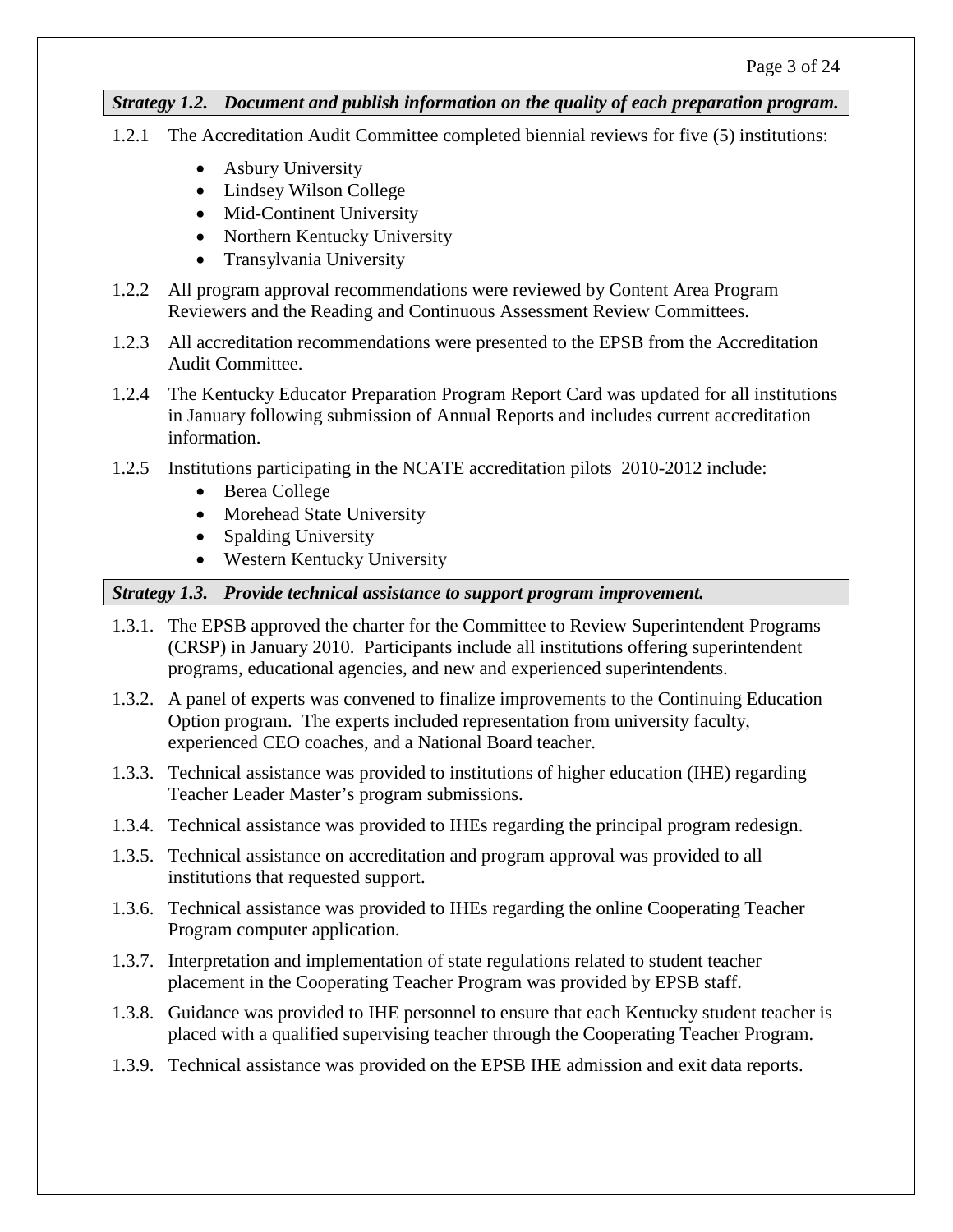### *Strategy 1.2. Document and publish information on the quality of each preparation program.*

1.2.1 The Accreditation Audit Committee completed biennial reviews for five (5) institutions:

- Asbury University
- Lindsey Wilson College
- Mid-Continent University
- Northern Kentucky University
- Transylvania University

1.2.2 All program approval recommendations were reviewed by Content Area Program Reviewers and the Reading and Continuous Assessment Review Committees.

1.2.3 All accreditation recommendations were presented to the EPSB from the Accreditation Audit Committee.

1.2.4 The Kentucky Educator Preparation Program Report Card was updated for all institutions in January following submission of Annual Reports and includes current accreditation information.

1.2.5 Institutions participating in the NCATE accreditation pilots 2010-2012 include:

- Berea College
- Morehead State University
- Spalding University
- Western Kentucky University

### *Strategy 1.3. Provide technical assistance to support program improvement.*

1.3.1. The EPSB approved the charter for the Committee to Review Superintendent Programs (CRSP) in January 2010. Participants include all institutions offering superintendent programs, educational agencies, and new and experienced superintendents.

1.3.2. A panel of experts was convened to finalize improvements to the Continuing Education Option program. The experts included representation from university faculty, experienced CEO coaches, and a National Board teacher.

1.3.3. Technical assistance was provided to institutions of higher education (IHE) regarding Teacher Leader Master's program submissions.

1.3.4. Technical assistance was provided to IHEs regarding the principal program redesign.

1.3.5. Technical assistance on accreditation and program approval was provided to all institutions that requested support.

1.3.6. Technical assistance was provided to IHEs regarding the online Cooperating Teacher Program computer application.

1.3.7. Interpretation and implementation of state regulations related to student teacher placement in the Cooperating Teacher Program was provided by EPSB staff.

1.3.8. Guidance was provided to IHE personnel to ensure that each Kentucky student teacher is placed with a qualified supervising teacher through the Cooperating Teacher Program.

1.3.9. Technical assistance was provided on the EPSB IHE admission and exit data reports.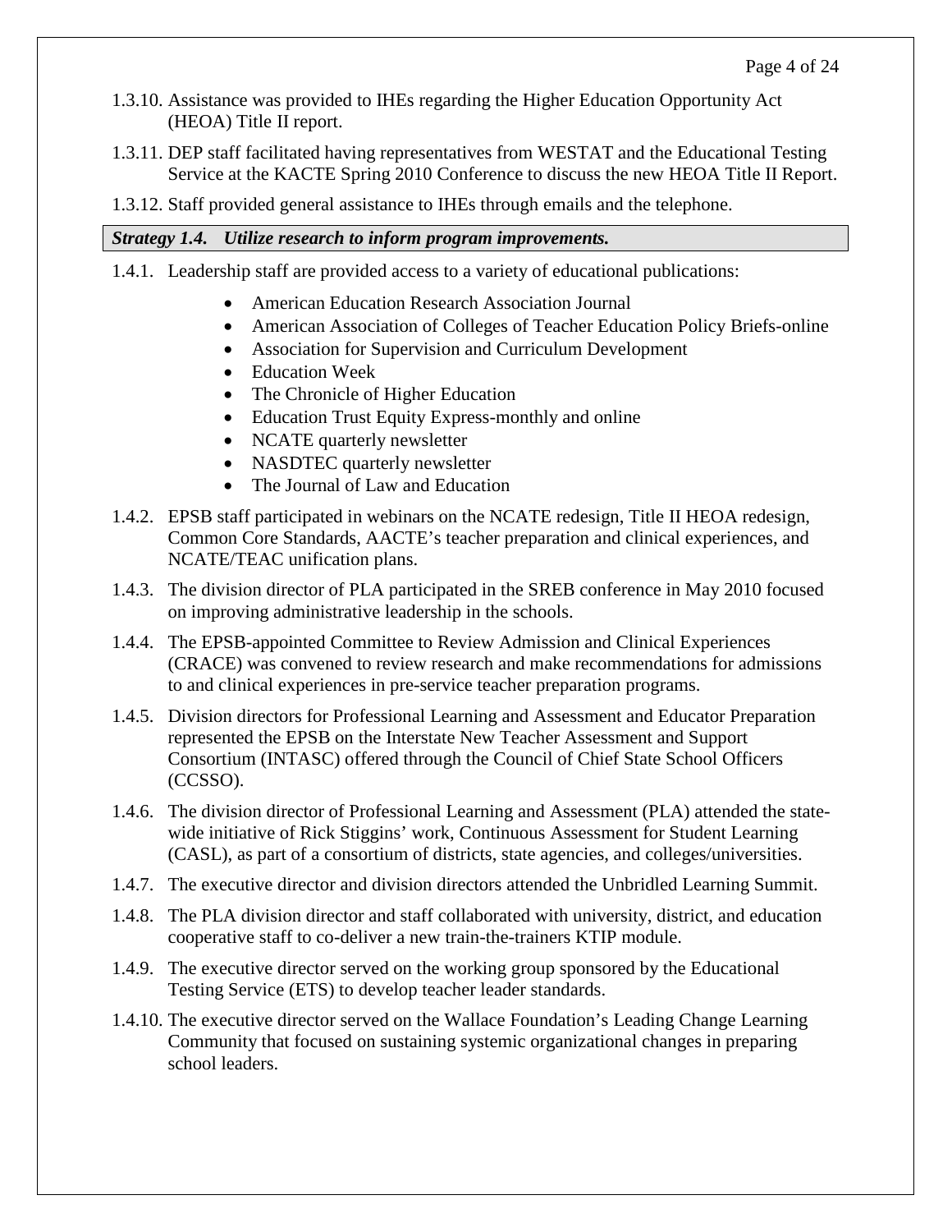1.3.10. Assistance was provided to IHEs regarding the Higher Education Opportunity Act (HEOA) Title II report.

1.3.11. DEP staff facilitated having representatives from WESTAT and the Educational Testing Service at the KACTE Spring 2010 Conference to discuss the new HEOA Title II Report.

1.3.12. Staff provided general assistance to IHEs through emails and the telephone.

***Strategy 1.4. Utilize research to inform program improvements.***

1.4.1. Leadership staff are provided access to a variety of educational publications:

- American Education Research Association Journal
- American Association of Colleges of Teacher Education Policy Briefs-online
- Association for Supervision and Curriculum Development
- Education Week
- The Chronicle of Higher Education
- Education Trust Equity Express-monthly and online
- NCATE quarterly newsletter
- NASDTEC quarterly newsletter
- The Journal of Law and Education

1.4.2. EPSB staff participated in webinars on the NCATE redesign, Title II HEOA redesign, Common Core Standards, AACTE's teacher preparation and clinical experiences, and NCATE/TEAC unification plans.

1.4.3. The division director of PLA participated in the SREB conference in May 2010 focused on improving administrative leadership in the schools.

1.4.4. The EPSB-appointed Committee to Review Admission and Clinical Experiences (CRACE) was convened to review research and make recommendations for admissions to and clinical experiences in pre-service teacher preparation programs.

1.4.5. Division directors for Professional Learning and Assessment and Educator Preparation represented the EPSB on the Interstate New Teacher Assessment and Support Consortium (INTASC) offered through the Council of Chief State School Officers (CCSSO).

1.4.6. The division director of Professional Learning and Assessment (PLA) attended the state-wide initiative of Rick Stiggins' work, Continuous Assessment for Student Learning (CASL), as part of a consortium of districts, state agencies, and colleges/universities.

1.4.7. The executive director and division directors attended the Unbridled Learning Summit.

1.4.8. The PLA division director and staff collaborated with university, district, and education cooperative staff to co-deliver a new train-the-trainers KTIP module.

1.4.9. The executive director served on the working group sponsored by the Educational Testing Service (ETS) to develop teacher leader standards.

1.4.10. The executive director served on the Wallace Foundation's Leading Change Learning Community that focused on sustaining systemic organizational changes in preparing school leaders.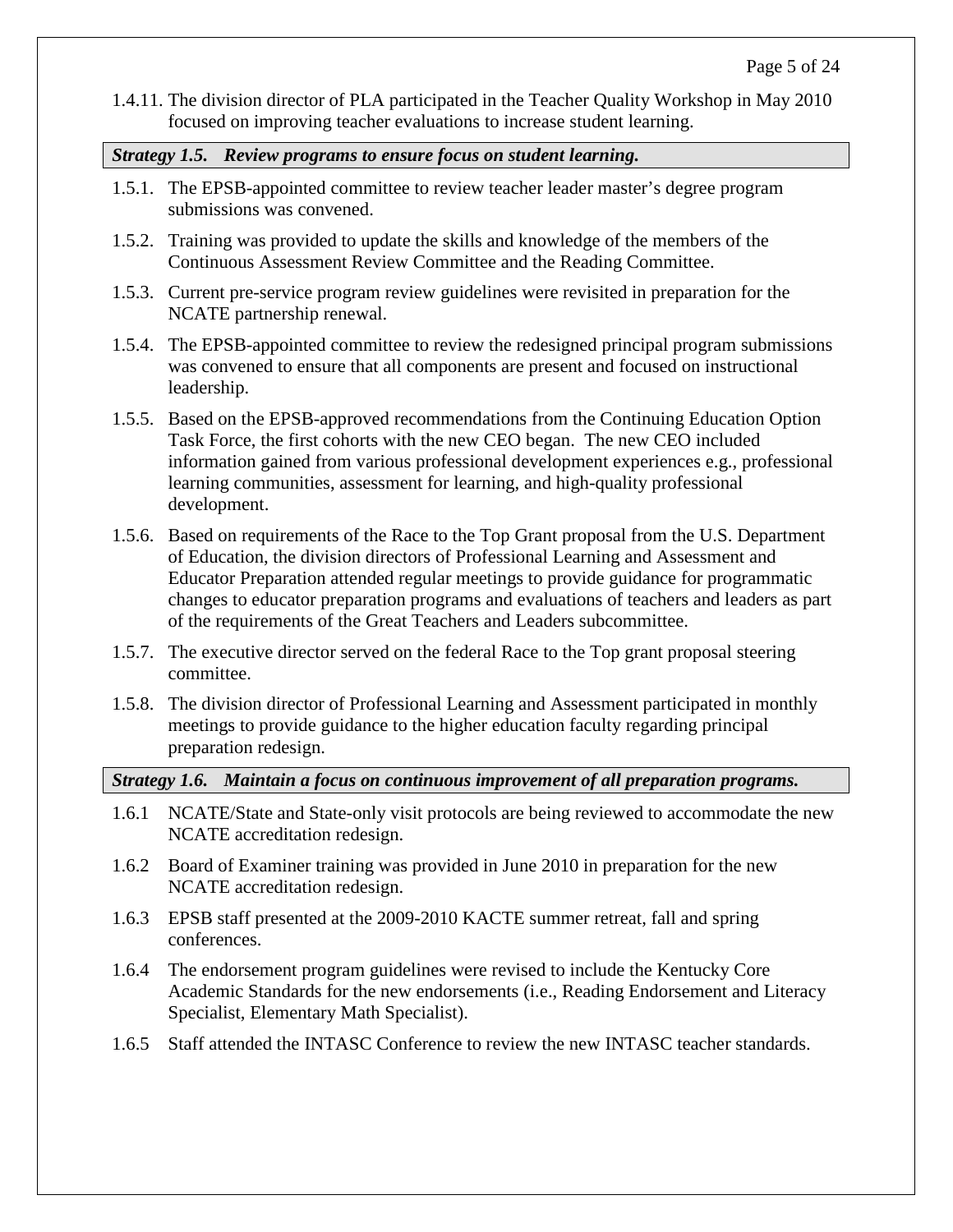1.4.11. The division director of PLA participated in the Teacher Quality Workshop in May 2010 focused on improving teacher evaluations to increase student learning.

***Strategy 1.5. Review programs to ensure focus on student learning.***

1.5.1. The EPSB-appointed committee to review teacher leader master's degree program submissions was convened.

1.5.2. Training was provided to update the skills and knowledge of the members of the Continuous Assessment Review Committee and the Reading Committee.

1.5.3. Current pre-service program review guidelines were revisited in preparation for the NCATE partnership renewal.

1.5.4. The EPSB-appointed committee to review the redesigned principal program submissions was convened to ensure that all components are present and focused on instructional leadership.

1.5.5. Based on the EPSB-approved recommendations from the Continuing Education Option Task Force, the first cohorts with the new CEO began. The new CEO included information gained from various professional development experiences e.g., professional learning communities, assessment for learning, and high-quality professional development.

1.5.6. Based on requirements of the Race to the Top Grant proposal from the U.S. Department of Education, the division directors of Professional Learning and Assessment and Educator Preparation attended regular meetings to provide guidance for programmatic changes to educator preparation programs and evaluations of teachers and leaders as part of the requirements of the Great Teachers and Leaders subcommittee.

1.5.7. The executive director served on the federal Race to the Top grant proposal steering committee.

1.5.8. The division director of Professional Learning and Assessment participated in monthly meetings to provide guidance to the higher education faculty regarding principal preparation redesign.

***Strategy 1.6. Maintain a focus on continuous improvement of all preparation programs.***

1.6.1 NCATE/State and State-only visit protocols are being reviewed to accommodate the new NCATE accreditation redesign.

1.6.2 Board of Examiner training was provided in June 2010 in preparation for the new NCATE accreditation redesign.

1.6.3 EPSB staff presented at the 2009-2010 KACTE summer retreat, fall and spring conferences.

1.6.4 The endorsement program guidelines were revised to include the Kentucky Core Academic Standards for the new endorsements (i.e., Reading Endorsement and Literacy Specialist, Elementary Math Specialist).

1.6.5 Staff attended the INTASC Conference to review the new INTASC teacher standards.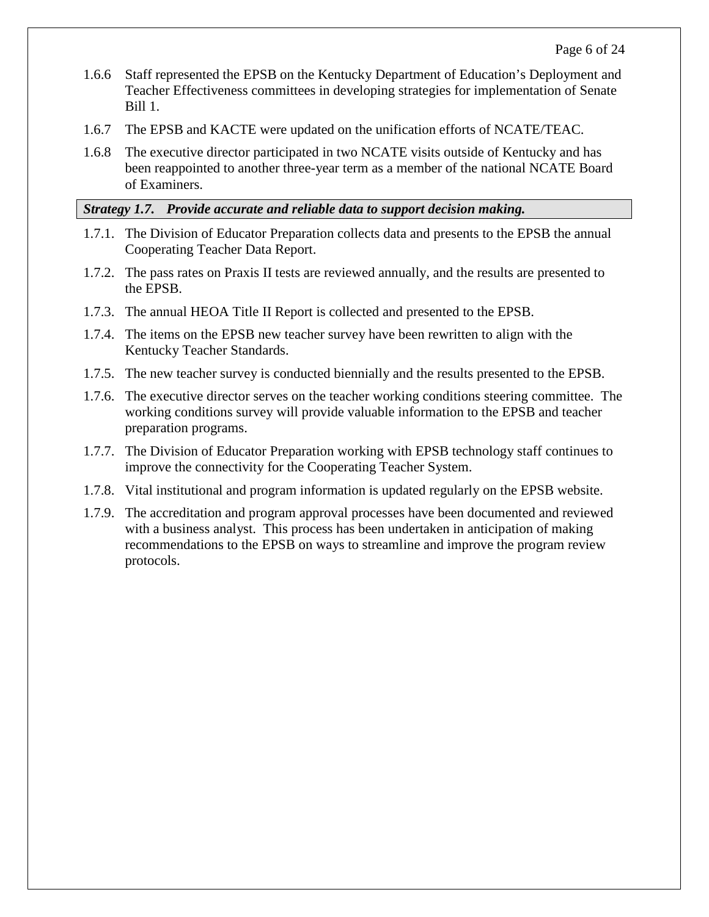1.6.6 Staff represented the EPSB on the Kentucky Department of Education's Deployment and Teacher Effectiveness committees in developing strategies for implementation of Senate Bill 1.

1.6.7 The EPSB and KACTE were updated on the unification efforts of NCATE/TEAC.

1.6.8 The executive director participated in two NCATE visits outside of Kentucky and has been reappointed to another three-year term as a member of the national NCATE Board of Examiners.

***Strategy 1.7. Provide accurate and reliable data to support decision making.***

1.7.1. The Division of Educator Preparation collects data and presents to the EPSB the annual Cooperating Teacher Data Report.

1.7.2. The pass rates on Praxis II tests are reviewed annually, and the results are presented to the EPSB.

1.7.3. The annual HEOA Title II Report is collected and presented to the EPSB.

1.7.4. The items on the EPSB new teacher survey have been rewritten to align with the Kentucky Teacher Standards.

1.7.5. The new teacher survey is conducted biennially and the results presented to the EPSB.

1.7.6. The executive director serves on the teacher working conditions steering committee. The working conditions survey will provide valuable information to the EPSB and teacher preparation programs.

1.7.7. The Division of Educator Preparation working with EPSB technology staff continues to improve the connectivity for the Cooperating Teacher System.

1.7.8. Vital institutional and program information is updated regularly on the EPSB website.

1.7.9. The accreditation and program approval processes have been documented and reviewed with a business analyst. This process has been undertaken in anticipation of making recommendations to the EPSB on ways to streamline and improve the program review protocols.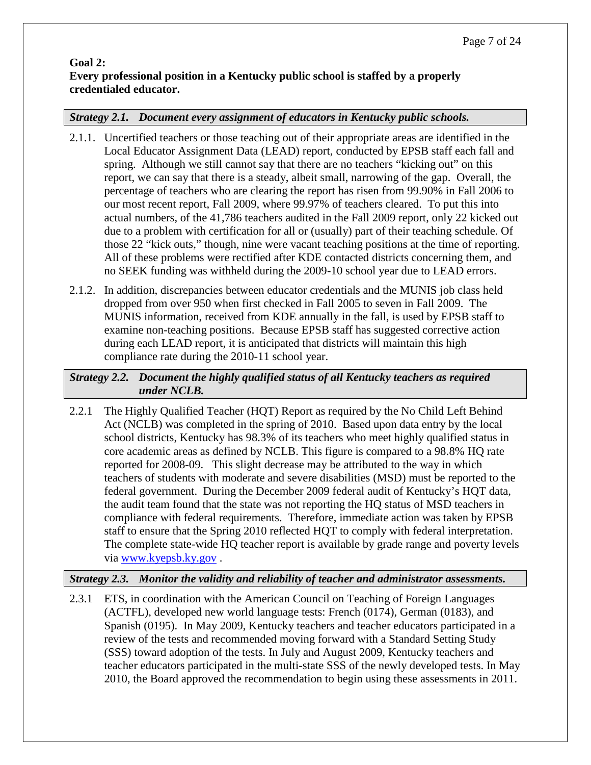**Goal 2:**
**Every professional position in a Kentucky public school is staffed by a properly credentialed educator.**

***Strategy 2.1. Document every assignment of educators in Kentucky public schools.***

2.1.1. Uncertified teachers or those teaching out of their appropriate areas are identified in the Local Educator Assignment Data (LEAD) report, conducted by EPSB staff each fall and spring. Although we still cannot say that there are no teachers "kicking out" on this report, we can say that there is a steady, albeit small, narrowing of the gap. Overall, the percentage of teachers who are clearing the report has risen from 99.90% in Fall 2006 to our most recent report, Fall 2009, where 99.97% of teachers cleared. To put this into actual numbers, of the 41,786 teachers audited in the Fall 2009 report, only 22 kicked out due to a problem with certification for all or (usually) part of their teaching schedule. Of those 22 "kick outs," though, nine were vacant teaching positions at the time of reporting. All of these problems were rectified after KDE contacted districts concerning them, and no SEEK funding was withheld during the 2009-10 school year due to LEAD errors.

2.1.2. In addition, discrepancies between educator credentials and the MUNIS job class held dropped from over 950 when first checked in Fall 2005 to seven in Fall 2009. The MUNIS information, received from KDE annually in the fall, is used by EPSB staff to examine non-teaching positions. Because EPSB staff has suggested corrective action during each LEAD report, it is anticipated that districts will maintain this high compliance rate during the 2010-11 school year.

***Strategy 2.2. Document the highly qualified status of all Kentucky teachers as required under NCLB.***

2.2.1 The Highly Qualified Teacher (HQT) Report as required by the No Child Left Behind Act (NCLB) was completed in the spring of 2010. Based upon data entry by the local school districts, Kentucky has 98.3% of its teachers who meet highly qualified status in core academic areas as defined by NCLB. This figure is compared to a 98.8% HQ rate reported for 2008-09. This slight decrease may be attributed to the way in which teachers of students with moderate and severe disabilities (MSD) must be reported to the federal government. During the December 2009 federal audit of Kentucky's HQT data, the audit team found that the state was not reporting the HQ status of MSD teachers in compliance with federal requirements. Therefore, immediate action was taken by EPSB staff to ensure that the Spring 2010 reflected HQT to comply with federal interpretation. The complete state-wide HQ teacher report is available by grade range and poverty levels via [www.kyepsb.ky.gov](http://www.kyepsb.ky.gov) .

***Strategy 2.3. Monitor the validity and reliability of teacher and administrator assessments.***

2.3.1 ETS, in coordination with the American Council on Teaching of Foreign Languages (ACTFL), developed new world language tests: French (0174), German (0183), and Spanish (0195). In May 2009, Kentucky teachers and teacher educators participated in a review of the tests and recommended moving forward with a Standard Setting Study (SSS) toward adoption of the tests. In July and August 2009, Kentucky teachers and teacher educators participated in the multi-state SSS of the newly developed tests. In May 2010, the Board approved the recommendation to begin using these assessments in 2011.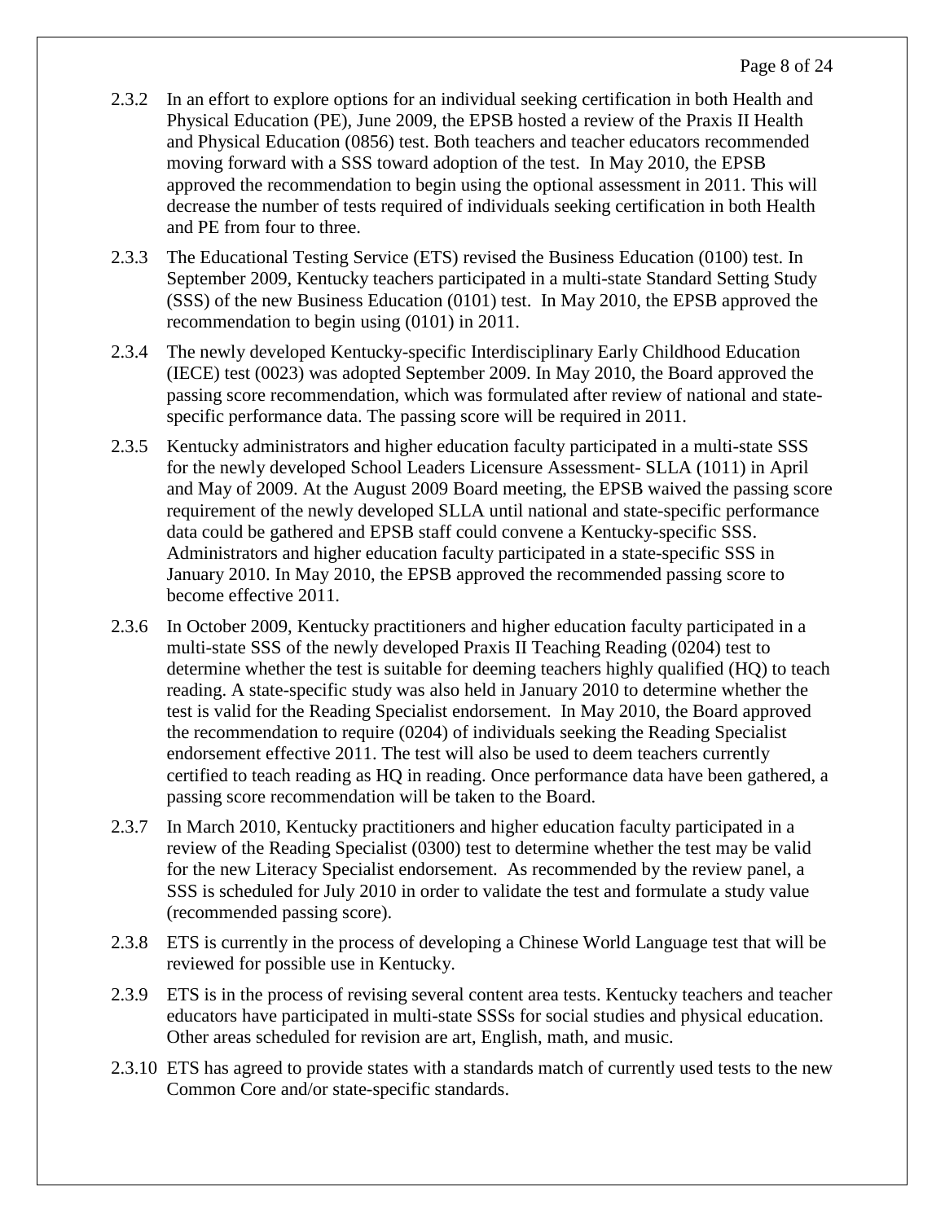2.3.2 In an effort to explore options for an individual seeking certification in both Health and Physical Education (PE), June 2009, the EPSB hosted a review of the Praxis II Health and Physical Education (0856) test. Both teachers and teacher educators recommended moving forward with a SSS toward adoption of the test. In May 2010, the EPSB approved the recommendation to begin using the optional assessment in 2011. This will decrease the number of tests required of individuals seeking certification in both Health and PE from four to three.

2.3.3 The Educational Testing Service (ETS) revised the Business Education (0100) test. In September 2009, Kentucky teachers participated in a multi-state Standard Setting Study (SSS) of the new Business Education (0101) test. In May 2010, the EPSB approved the recommendation to begin using (0101) in 2011.

2.3.4 The newly developed Kentucky-specific Interdisciplinary Early Childhood Education (IECE) test (0023) was adopted September 2009. In May 2010, the Board approved the passing score recommendation, which was formulated after review of national and state-specific performance data. The passing score will be required in 2011.

2.3.5 Kentucky administrators and higher education faculty participated in a multi-state SSS for the newly developed School Leaders Licensure Assessment- SLLA (1011) in April and May of 2009. At the August 2009 Board meeting, the EPSB waived the passing score requirement of the newly developed SLLA until national and state-specific performance data could be gathered and EPSB staff could convene a Kentucky-specific SSS. Administrators and higher education faculty participated in a state-specific SSS in January 2010. In May 2010, the EPSB approved the recommended passing score to become effective 2011.

2.3.6 In October 2009, Kentucky practitioners and higher education faculty participated in a multi-state SSS of the newly developed Praxis II Teaching Reading (0204) test to determine whether the test is suitable for deeming teachers highly qualified (HQ) to teach reading. A state-specific study was also held in January 2010 to determine whether the test is valid for the Reading Specialist endorsement. In May 2010, the Board approved the recommendation to require (0204) of individuals seeking the Reading Specialist endorsement effective 2011. The test will also be used to deem teachers currently certified to teach reading as HQ in reading. Once performance data have been gathered, a passing score recommendation will be taken to the Board.

2.3.7 In March 2010, Kentucky practitioners and higher education faculty participated in a review of the Reading Specialist (0300) test to determine whether the test may be valid for the new Literacy Specialist endorsement. As recommended by the review panel, a SSS is scheduled for July 2010 in order to validate the test and formulate a study value (recommended passing score).

2.3.8 ETS is currently in the process of developing a Chinese World Language test that will be reviewed for possible use in Kentucky.

2.3.9 ETS is in the process of revising several content area tests. Kentucky teachers and teacher educators have participated in multi-state SSSs for social studies and physical education. Other areas scheduled for revision are art, English, math, and music.

2.3.10 ETS has agreed to provide states with a standards match of currently used tests to the new Common Core and/or state-specific standards.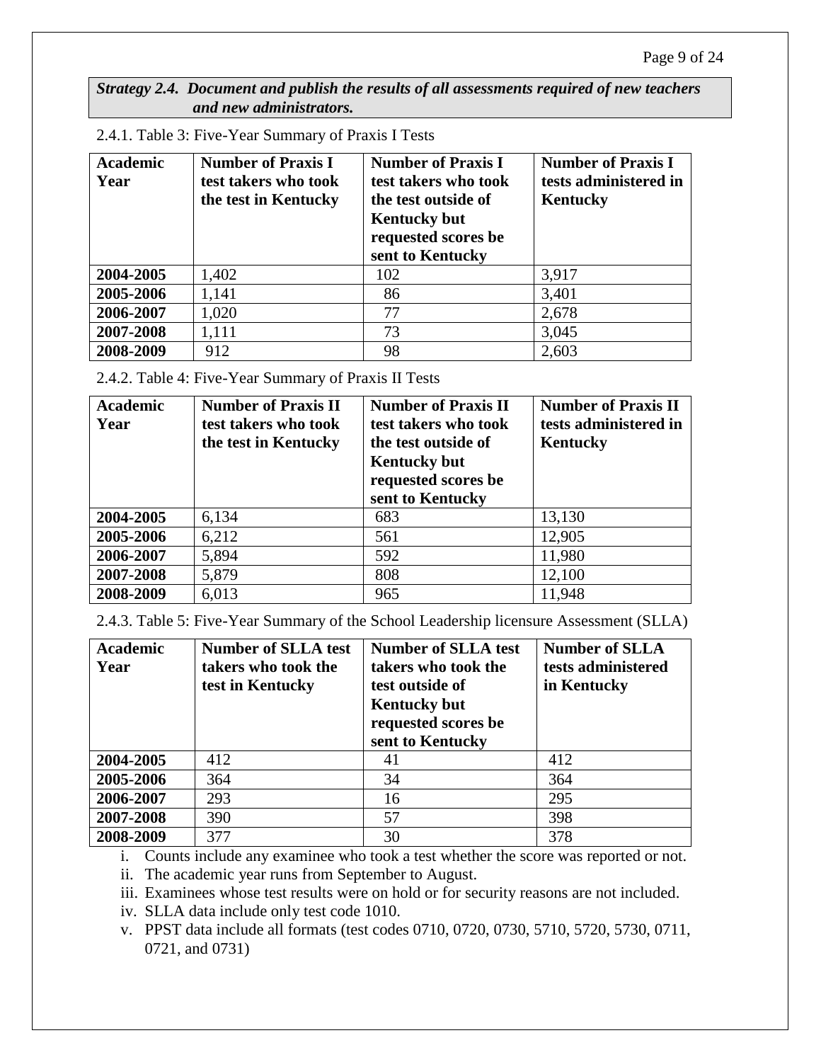***Strategy 2.4. Document and publish the results of all assessments required of new teachers and new administrators.***

2.4.1. Table 3: Five-Year Summary of Praxis I Tests

| Academic Year | Number of Praxis I test takers who took the test in Kentucky | Number of Praxis I test takers who took the test outside of Kentucky but requested scores be sent to Kentucky | Number of Praxis I tests administered in Kentucky |
|---|---|---|---|
| **2004-2005** | 1,402 | 102 | 3,917 |
| **2005-2006** | 1,141 | 86 | 3,401 |
| **2006-2007** | 1,020 | 77 | 2,678 |
| **2007-2008** | 1,111 | 73 | 3,045 |
| **2008-2009** | 912 | 98 | 2,603 |

2.4.2. Table 4: Five-Year Summary of Praxis II Tests

| Academic Year | Number of Praxis II test takers who took the test in Kentucky | Number of Praxis II test takers who took the test outside of Kentucky but requested scores be sent to Kentucky | Number of Praxis II tests administered in Kentucky |
|---|---|---|---|
| **2004-2005** | 6,134 | 683 | 13,130 |
| **2005-2006** | 6,212 | 561 | 12,905 |
| **2006-2007** | 5,894 | 592 | 11,980 |
| **2007-2008** | 5,879 | 808 | 12,100 |
| **2008-2009** | 6,013 | 965 | 11,948 |

2.4.3. Table 5: Five-Year Summary of the School Leadership licensure Assessment (SLLA)

| Academic Year | Number of SLLA test takers who took the test in Kentucky | Number of SLLA test takers who took the test outside of Kentucky but requested scores be sent to Kentucky | Number of SLLA tests administered in Kentucky |
|---|---|---|---|
| **2004-2005** | 412 | 41 | 412 |
| **2005-2006** | 364 | 34 | 364 |
| **2006-2007** | 293 | 16 | 295 |
| **2007-2008** | 390 | 57 | 398 |
| **2008-2009** | 377 | 30 | 378 |

i. Counts include any examinee who took a test whether the score was reported or not.

ii. The academic year runs from September to August.

iii. Examinees whose test results were on hold or for security reasons are not included.

iv. SLLA data include only test code 1010.

v. PPST data include all formats (test codes 0710, 0720, 0730, 5710, 5720, 5730, 0711, 0721, and 0731)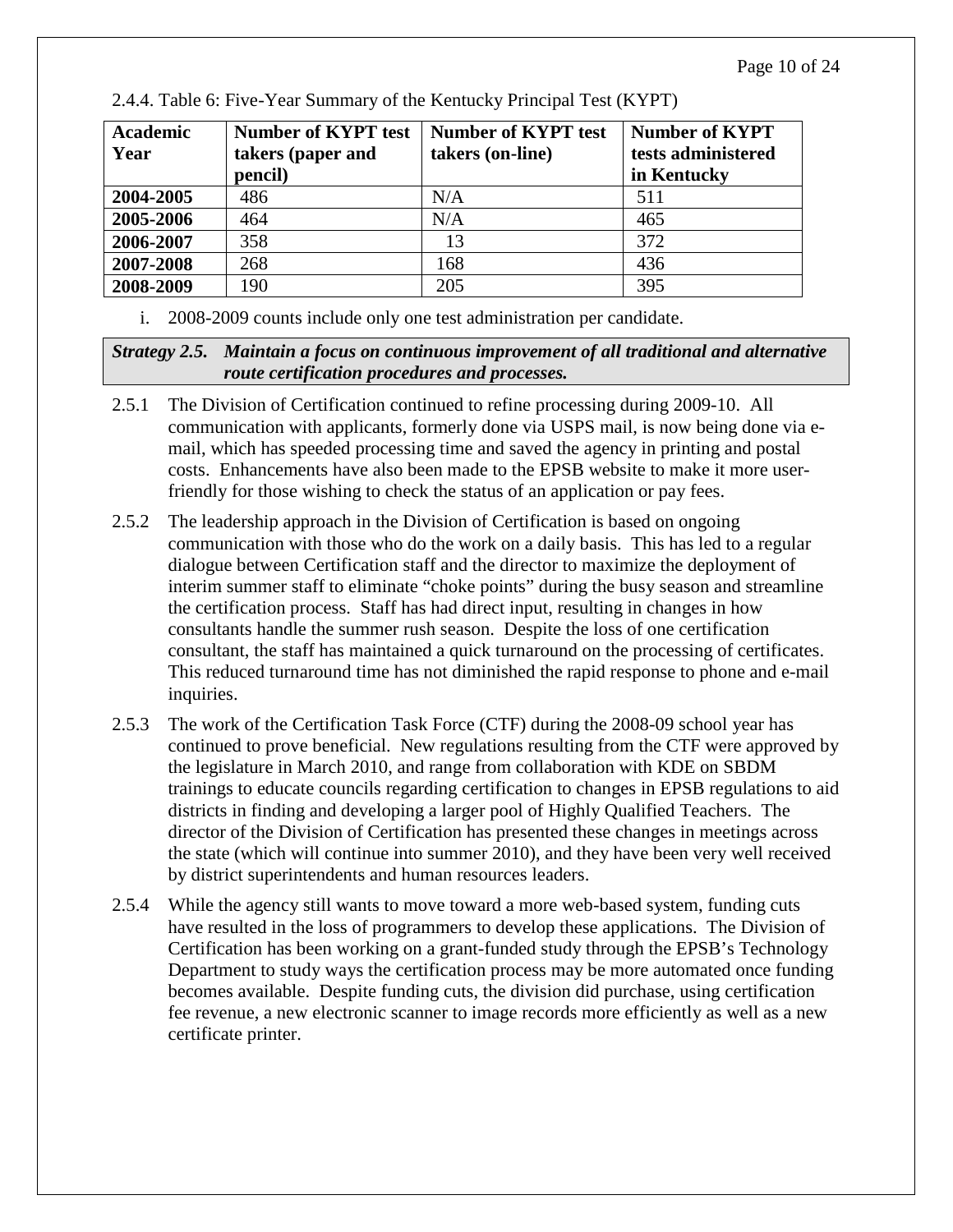2.4.4. Table 6: Five-Year Summary of the Kentucky Principal Test (KYPT)

| Academic Year | Number of KYPT test takers (paper and pencil) | Number of KYPT test takers (on-line) | Number of KYPT tests administered in Kentucky |
|---|---|---|---|
| **2004-2005** | 486 | N/A | 511 |
| **2005-2006** | 464 | N/A | 465 |
| **2006-2007** | 358 | 13 | 372 |
| **2007-2008** | 268 | 168 | 436 |
| **2008-2009** | 190 | 205 | 395 |

i. 2008-2009 counts include only one test administration per candidate.

***Strategy 2.5. Maintain a focus on continuous improvement of all traditional and alternative route certification procedures and processes.***

2.5.1 The Division of Certification continued to refine processing during 2009-10. All communication with applicants, formerly done via USPS mail, is now being done via e-mail, which has speeded processing time and saved the agency in printing and postal costs. Enhancements have also been made to the EPSB website to make it more user-friendly for those wishing to check the status of an application or pay fees.

2.5.2 The leadership approach in the Division of Certification is based on ongoing communication with those who do the work on a daily basis. This has led to a regular dialogue between Certification staff and the director to maximize the deployment of interim summer staff to eliminate "choke points" during the busy season and streamline the certification process. Staff has had direct input, resulting in changes in how consultants handle the summer rush season. Despite the loss of one certification consultant, the staff has maintained a quick turnaround on the processing of certificates. This reduced turnaround time has not diminished the rapid response to phone and e-mail inquiries.

2.5.3 The work of the Certification Task Force (CTF) during the 2008-09 school year has continued to prove beneficial. New regulations resulting from the CTF were approved by the legislature in March 2010, and range from collaboration with KDE on SBDM trainings to educate councils regarding certification to changes in EPSB regulations to aid districts in finding and developing a larger pool of Highly Qualified Teachers. The director of the Division of Certification has presented these changes in meetings across the state (which will continue into summer 2010), and they have been very well received by district superintendents and human resources leaders.

2.5.4 While the agency still wants to move toward a more web-based system, funding cuts have resulted in the loss of programmers to develop these applications. The Division of Certification has been working on a grant-funded study through the EPSB's Technology Department to study ways the certification process may be more automated once funding becomes available. Despite funding cuts, the division did purchase, using certification fee revenue, a new electronic scanner to image records more efficiently as well as a new certificate printer.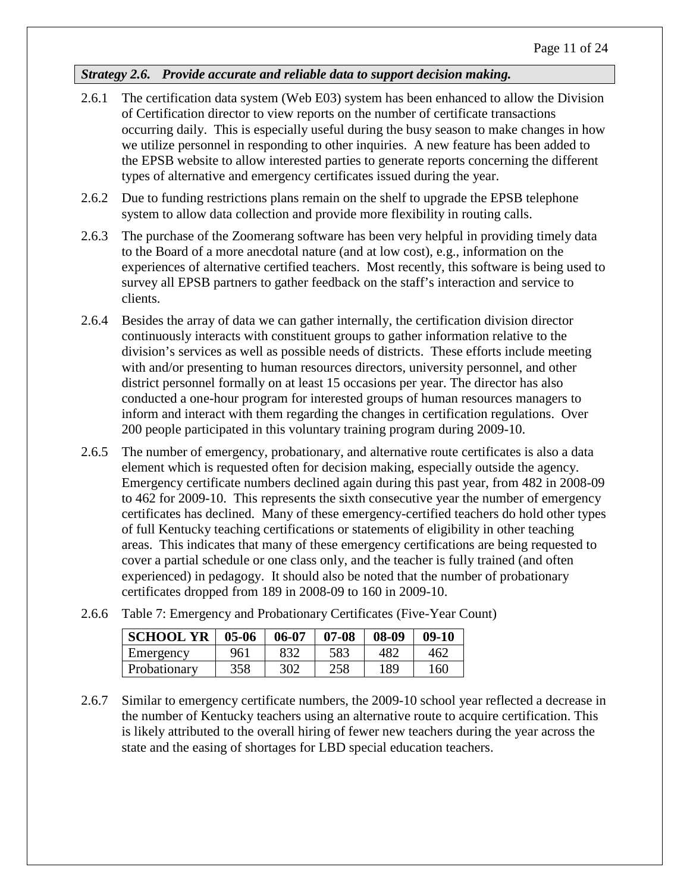***Strategy 2.6. Provide accurate and reliable data to support decision making.***

2.6.1 The certification data system (Web E03) system has been enhanced to allow the Division of Certification director to view reports on the number of certificate transactions occurring daily. This is especially useful during the busy season to make changes in how we utilize personnel in responding to other inquiries. A new feature has been added to the EPSB website to allow interested parties to generate reports concerning the different types of alternative and emergency certificates issued during the year.

2.6.2 Due to funding restrictions plans remain on the shelf to upgrade the EPSB telephone system to allow data collection and provide more flexibility in routing calls.

2.6.3 The purchase of the Zoomerang software has been very helpful in providing timely data to the Board of a more anecdotal nature (and at low cost), e.g., information on the experiences of alternative certified teachers. Most recently, this software is being used to survey all EPSB partners to gather feedback on the staff's interaction and service to clients.

2.6.4 Besides the array of data we can gather internally, the certification division director continuously interacts with constituent groups to gather information relative to the division's services as well as possible needs of districts. These efforts include meeting with and/or presenting to human resources directors, university personnel, and other district personnel formally on at least 15 occasions per year. The director has also conducted a one-hour program for interested groups of human resources managers to inform and interact with them regarding the changes in certification regulations. Over 200 people participated in this voluntary training program during 2009-10.

2.6.5 The number of emergency, probationary, and alternative route certificates is also a data element which is requested often for decision making, especially outside the agency. Emergency certificate numbers declined again during this past year, from 482 in 2008-09 to 462 for 2009-10. This represents the sixth consecutive year the number of emergency certificates has declined. Many of these emergency-certified teachers do hold other types of full Kentucky teaching certifications or statements of eligibility in other teaching areas. This indicates that many of these emergency certifications are being requested to cover a partial schedule or one class only, and the teacher is fully trained (and often experienced) in pedagogy. It should also be noted that the number of probationary certificates dropped from 189 in 2008-09 to 160 in 2009-10.

2.6.6 Table 7: Emergency and Probationary Certificates (Five-Year Count)

| SCHOOL YR | 05-06 | 06-07 | 07-08 | 08-09 | 09-10 |
|---|---|---|---|---|---|
| Emergency | 961 | 832 | 583 | 482 | 462 |
| Probationary | 358 | 302 | 258 | 189 | 160 |

2.6.7 Similar to emergency certificate numbers, the 2009-10 school year reflected a decrease in the number of Kentucky teachers using an alternative route to acquire certification. This is likely attributed to the overall hiring of fewer new teachers during the year across the state and the easing of shortages for LBD special education teachers.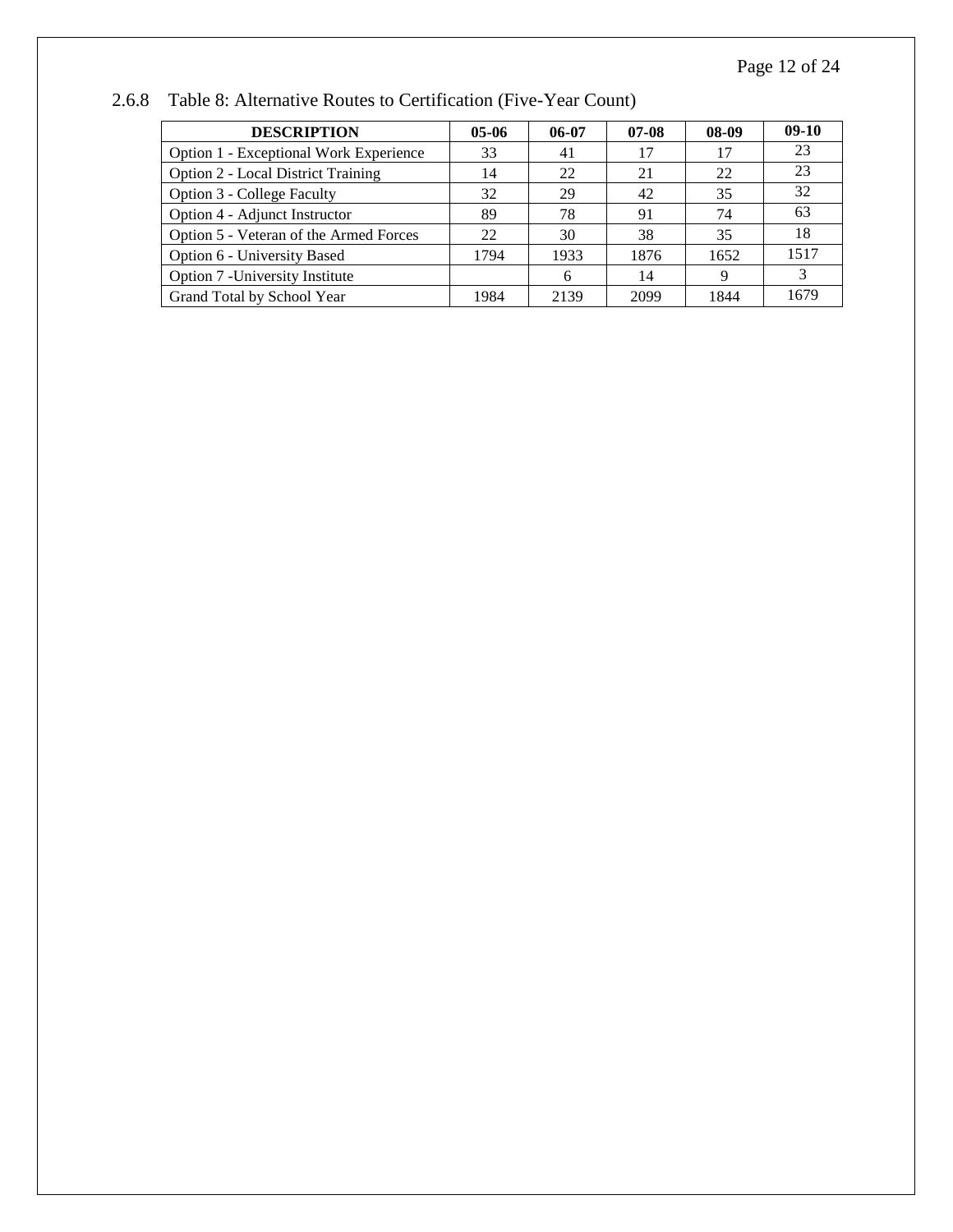### 2.6.8 Table 8: Alternative Routes to Certification (Five-Year Count)

| DESCRIPTION | 05-06 | 06-07 | 07-08 | 08-09 | 09-10 |
|---|---|---|---|---|---|
| Option 1 - Exceptional Work Experience | 33 | 41 | 17 | 17 | 23 |
| Option 2 - Local District Training | 14 | 22 | 21 | 22 | 23 |
| Option 3 - College Faculty | 32 | 29 | 42 | 35 | 32 |
| Option 4 - Adjunct Instructor | 89 | 78 | 91 | 74 | 63 |
| Option 5 - Veteran of the Armed Forces | 22 | 30 | 38 | 35 | 18 |
| Option 6 - University Based | 1794 | 1933 | 1876 | 1652 | 1517 |
| Option 7 -University Institute | | 6 | 14 | 9 | 3 |
| Grand Total by School Year | 1984 | 2139 | 2099 | 1844 | 1679 |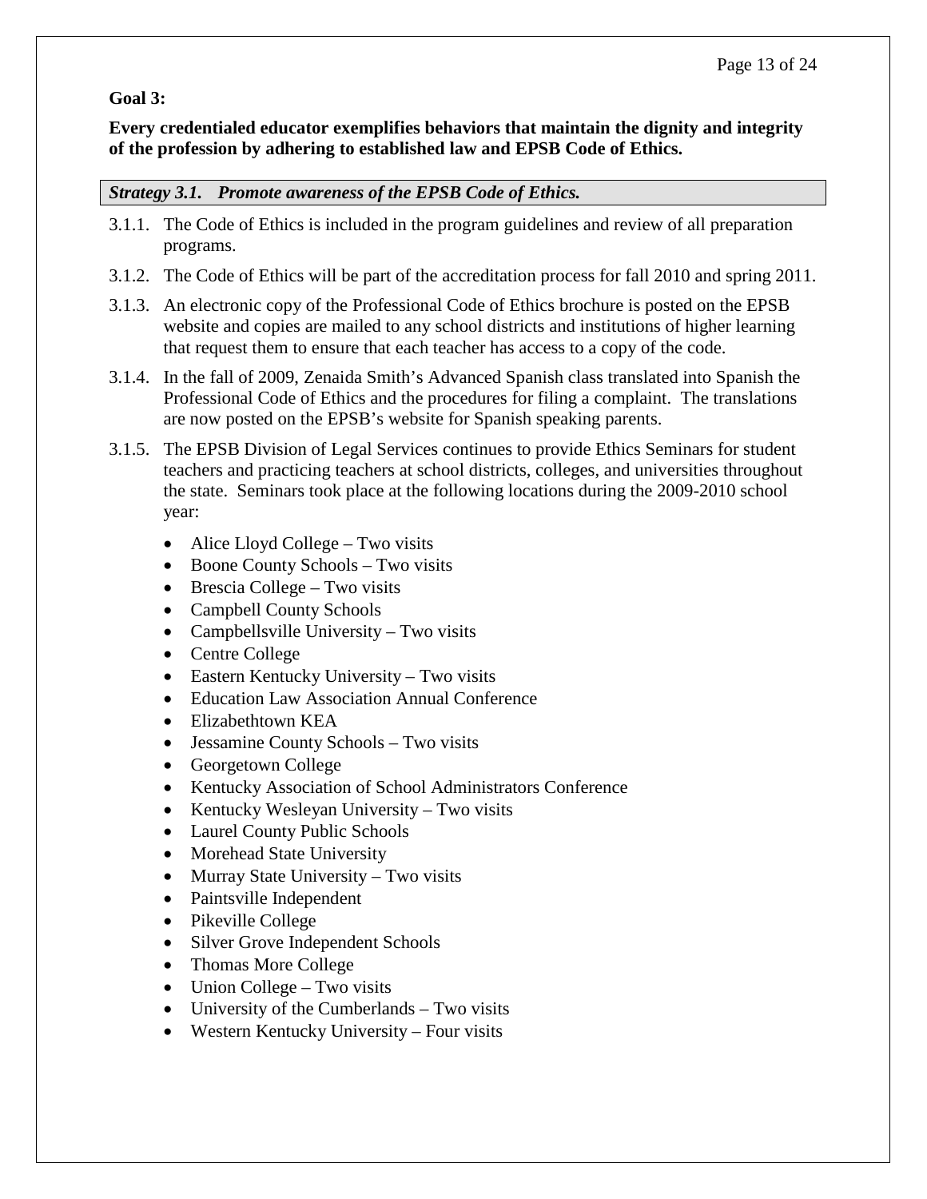**Goal 3:**

**Every credentialed educator exemplifies behaviors that maintain the dignity and integrity of the profession by adhering to established law and EPSB Code of Ethics.**

***Strategy 3.1. Promote awareness of the EPSB Code of Ethics.***

3.1.1. The Code of Ethics is included in the program guidelines and review of all preparation programs.

3.1.2. The Code of Ethics will be part of the accreditation process for fall 2010 and spring 2011.

3.1.3. An electronic copy of the Professional Code of Ethics brochure is posted on the EPSB website and copies are mailed to any school districts and institutions of higher learning that request them to ensure that each teacher has access to a copy of the code.

3.1.4. In the fall of 2009, Zenaida Smith's Advanced Spanish class translated into Spanish the Professional Code of Ethics and the procedures for filing a complaint. The translations are now posted on the EPSB's website for Spanish speaking parents.

3.1.5. The EPSB Division of Legal Services continues to provide Ethics Seminars for student teachers and practicing teachers at school districts, colleges, and universities throughout the state. Seminars took place at the following locations during the 2009-2010 school year:

- Alice Lloyd College – Two visits
- Boone County Schools – Two visits
- Brescia College – Two visits
- Campbell County Schools
- Campbellsville University – Two visits
- Centre College
- Eastern Kentucky University – Two visits
- Education Law Association Annual Conference
- Elizabethtown KEA
- Jessamine County Schools – Two visits
- Georgetown College
- Kentucky Association of School Administrators Conference
- Kentucky Wesleyan University – Two visits
- Laurel County Public Schools
- Morehead State University
- Murray State University – Two visits
- Paintsville Independent
- Pikeville College
- Silver Grove Independent Schools
- Thomas More College
- Union College – Two visits
- University of the Cumberlands – Two visits
- Western Kentucky University – Four visits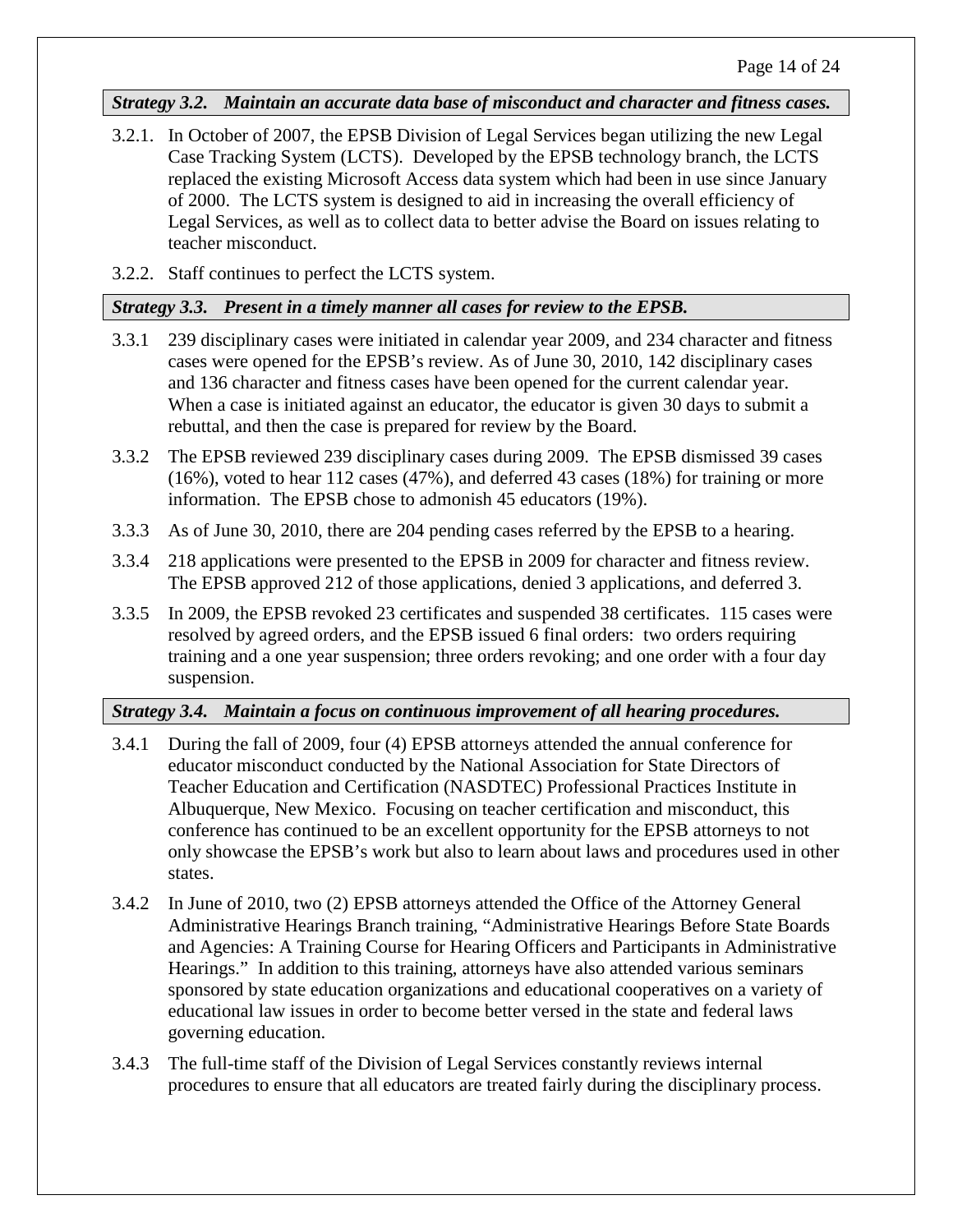***Strategy 3.2. Maintain an accurate data base of misconduct and character and fitness cases.***

3.2.1. In October of 2007, the EPSB Division of Legal Services began utilizing the new Legal Case Tracking System (LCTS). Developed by the EPSB technology branch, the LCTS replaced the existing Microsoft Access data system which had been in use since January of 2000. The LCTS system is designed to aid in increasing the overall efficiency of Legal Services, as well as to collect data to better advise the Board on issues relating to teacher misconduct.

3.2.2. Staff continues to perfect the LCTS system.

***Strategy 3.3. Present in a timely manner all cases for review to the EPSB.***

3.3.1 239 disciplinary cases were initiated in calendar year 2009, and 234 character and fitness cases were opened for the EPSB's review. As of June 30, 2010, 142 disciplinary cases and 136 character and fitness cases have been opened for the current calendar year. When a case is initiated against an educator, the educator is given 30 days to submit a rebuttal, and then the case is prepared for review by the Board.

3.3.2 The EPSB reviewed 239 disciplinary cases during 2009. The EPSB dismissed 39 cases (16%), voted to hear 112 cases (47%), and deferred 43 cases (18%) for training or more information. The EPSB chose to admonish 45 educators (19%).

3.3.3 As of June 30, 2010, there are 204 pending cases referred by the EPSB to a hearing.

3.3.4 218 applications were presented to the EPSB in 2009 for character and fitness review. The EPSB approved 212 of those applications, denied 3 applications, and deferred 3.

3.3.5 In 2009, the EPSB revoked 23 certificates and suspended 38 certificates. 115 cases were resolved by agreed orders, and the EPSB issued 6 final orders: two orders requiring training and a one year suspension; three orders revoking; and one order with a four day suspension.

***Strategy 3.4. Maintain a focus on continuous improvement of all hearing procedures.***

3.4.1 During the fall of 2009, four (4) EPSB attorneys attended the annual conference for educator misconduct conducted by the National Association for State Directors of Teacher Education and Certification (NASDTEC) Professional Practices Institute in Albuquerque, New Mexico. Focusing on teacher certification and misconduct, this conference has continued to be an excellent opportunity for the EPSB attorneys to not only showcase the EPSB's work but also to learn about laws and procedures used in other states.

3.4.2 In June of 2010, two (2) EPSB attorneys attended the Office of the Attorney General Administrative Hearings Branch training, "Administrative Hearings Before State Boards and Agencies: A Training Course for Hearing Officers and Participants in Administrative Hearings." In addition to this training, attorneys have also attended various seminars sponsored by state education organizations and educational cooperatives on a variety of educational law issues in order to become better versed in the state and federal laws governing education.

3.4.3 The full-time staff of the Division of Legal Services constantly reviews internal procedures to ensure that all educators are treated fairly during the disciplinary process.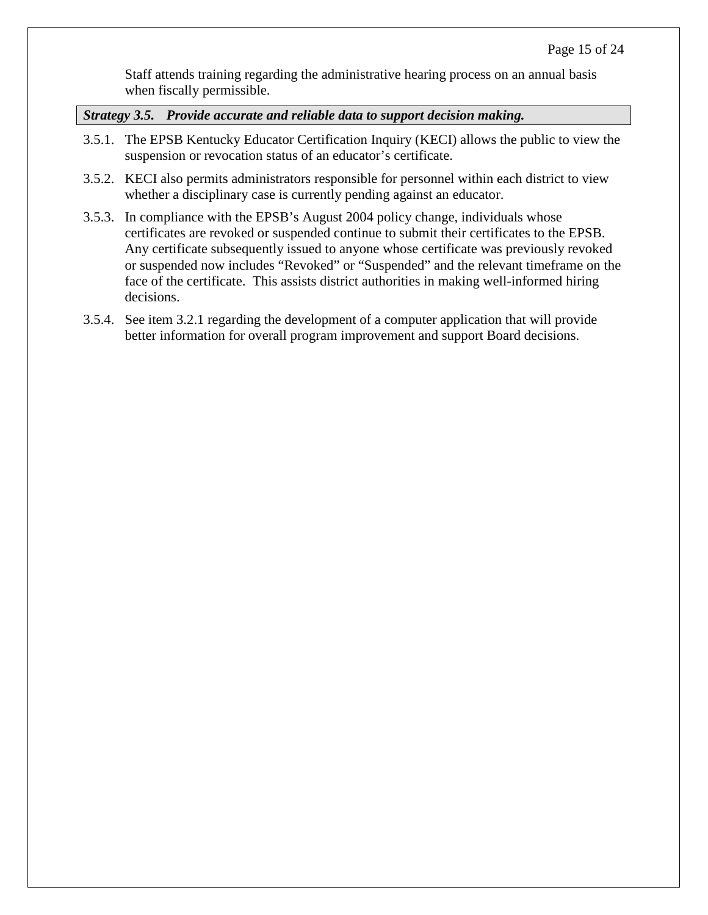Staff attends training regarding the administrative hearing process on an annual basis when fiscally permissible.

***Strategy 3.5. Provide accurate and reliable data to support decision making.***

3.5.1. The EPSB Kentucky Educator Certification Inquiry (KECI) allows the public to view the suspension or revocation status of an educator's certificate.

3.5.2. KECI also permits administrators responsible for personnel within each district to view whether a disciplinary case is currently pending against an educator.

3.5.3. In compliance with the EPSB's August 2004 policy change, individuals whose certificates are revoked or suspended continue to submit their certificates to the EPSB. Any certificate subsequently issued to anyone whose certificate was previously revoked or suspended now includes "Revoked" or "Suspended" and the relevant timeframe on the face of the certificate. This assists district authorities in making well-informed hiring decisions.

3.5.4. See item 3.2.1 regarding the development of a computer application that will provide better information for overall program improvement and support Board decisions.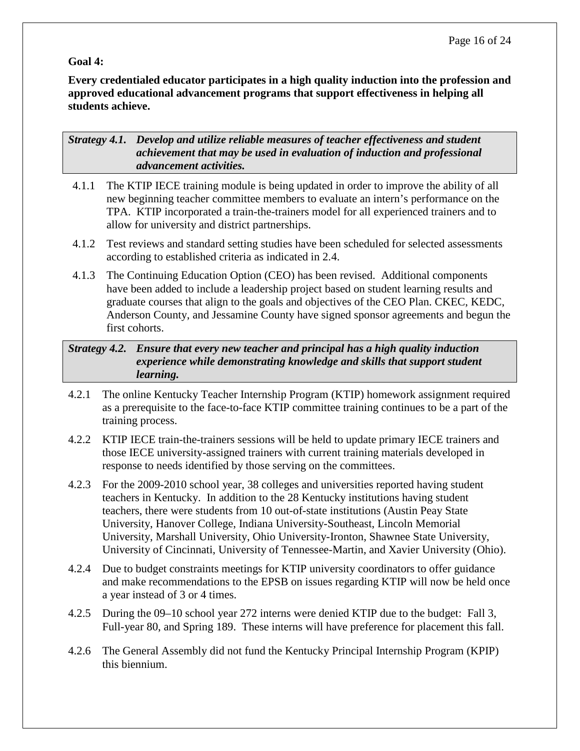**Goal 4:**

**Every credentialed educator participates in a high quality induction into the profession and approved educational advancement programs that support effectiveness in helping all students achieve.**

***Strategy 4.1. Develop and utilize reliable measures of teacher effectiveness and student achievement that may be used in evaluation of induction and professional advancement activities.***

4.1.1 The KTIP IECE training module is being updated in order to improve the ability of all new beginning teacher committee members to evaluate an intern's performance on the TPA. KTIP incorporated a train-the-trainers model for all experienced trainers and to allow for university and district partnerships.

4.1.2 Test reviews and standard setting studies have been scheduled for selected assessments according to established criteria as indicated in 2.4.

4.1.3 The Continuing Education Option (CEO) has been revised. Additional components have been added to include a leadership project based on student learning results and graduate courses that align to the goals and objectives of the CEO Plan. CKEC, KEDC, Anderson County, and Jessamine County have signed sponsor agreements and begun the first cohorts.

***Strategy 4.2. Ensure that every new teacher and principal has a high quality induction experience while demonstrating knowledge and skills that support student learning.***

4.2.1 The online Kentucky Teacher Internship Program (KTIP) homework assignment required as a prerequisite to the face-to-face KTIP committee training continues to be a part of the training process.

4.2.2 KTIP IECE train-the-trainers sessions will be held to update primary IECE trainers and those IECE university-assigned trainers with current training materials developed in response to needs identified by those serving on the committees.

4.2.3 For the 2009-2010 school year, 38 colleges and universities reported having student teachers in Kentucky. In addition to the 28 Kentucky institutions having student teachers, there were students from 10 out-of-state institutions (Austin Peay State University, Hanover College, Indiana University-Southeast, Lincoln Memorial University, Marshall University, Ohio University-Ironton, Shawnee State University, University of Cincinnati, University of Tennessee-Martin, and Xavier University (Ohio).

4.2.4 Due to budget constraints meetings for KTIP university coordinators to offer guidance and make recommendations to the EPSB on issues regarding KTIP will now be held once a year instead of 3 or 4 times.

4.2.5 During the 09–10 school year 272 interns were denied KTIP due to the budget: Fall 3, Full-year 80, and Spring 189. These interns will have preference for placement this fall.

4.2.6 The General Assembly did not fund the Kentucky Principal Internship Program (KPIP) this biennium.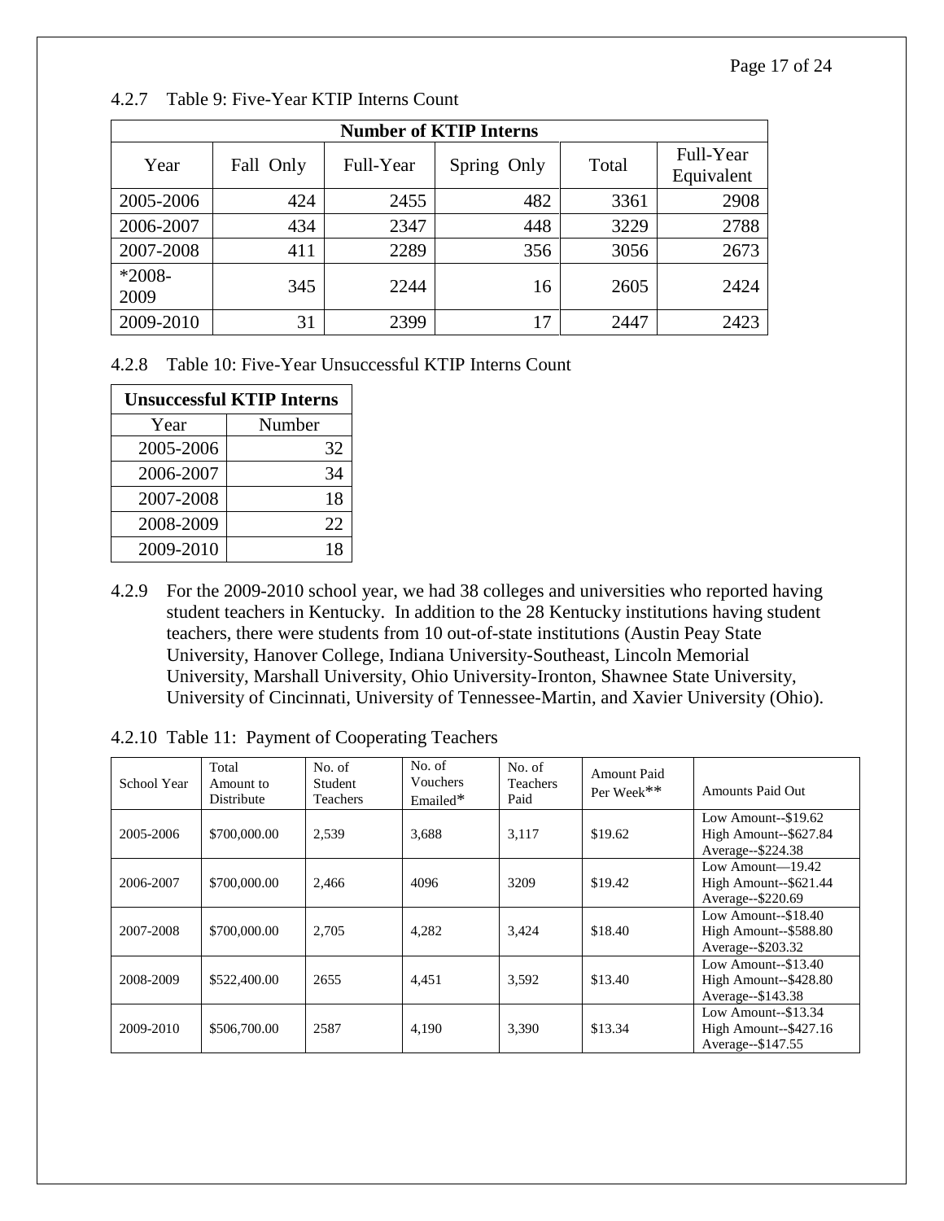4.2.7 Table 9: Five-Year KTIP Interns Count

| Number of KTIP Interns | | | | | |
|---|---|---|---|---|---|
| Year | Fall Only | Full-Year | Spring Only | Total | Full-Year Equivalent |
| 2005-2006 | 424 | 2455 | 482 | 3361 | 2908 |
| 2006-2007 | 434 | 2347 | 448 | 3229 | 2788 |
| 2007-2008 | 411 | 2289 | 356 | 3056 | 2673 |
| *2008-2009 | 345 | 2244 | 16 | 2605 | 2424 |
| 2009-2010 | 31 | 2399 | 17 | 2447 | 2423 |

4.2.8 Table 10: Five-Year Unsuccessful KTIP Interns Count

| Unsuccessful KTIP Interns | |
|---|---|
| Year | Number |
| 2005-2006 | 32 |
| 2006-2007 | 34 |
| 2007-2008 | 18 |
| 2008-2009 | 22 |
| 2009-2010 | 18 |

4.2.9 For the 2009-2010 school year, we had 38 colleges and universities who reported having student teachers in Kentucky. In addition to the 28 Kentucky institutions having student teachers, there were students from 10 out-of-state institutions (Austin Peay State University, Hanover College, Indiana University-Southeast, Lincoln Memorial University, Marshall University, Ohio University-Ironton, Shawnee State University, University of Cincinnati, University of Tennessee-Martin, and Xavier University (Ohio).

4.2.10 Table 11: Payment of Cooperating Teachers

| School Year | Total Amount to Distribute | No. of Student Teachers | No. of Vouchers Emailed* | No. of Teachers Paid | Amount Paid Per Week** | Amounts Paid Out |
|---|---|---|---|---|---|---|
| 2005-2006 | $700,000.00 | 2,539 | 3,688 | 3,117 | $19.62 | Low Amount--$19.62<br>High Amount--$627.84<br>Average--$224.38 |
| 2006-2007 | $700,000.00 | 2,466 | 4096 | 3209 | $19.42 | Low Amount—19.42<br>High Amount--$621.44<br>Average--$220.69 |
| 2007-2008 | $700,000.00 | 2,705 | 4,282 | 3,424 | $18.40 | Low Amount--$18.40<br>High Amount--$588.80<br>Average--$203.32 |
| 2008-2009 | $522,400.00 | 2655 | 4,451 | 3,592 | $13.40 | Low Amount--$13.40<br>High Amount--$428.80<br>Average--$143.38 |
| 2009-2010 | $506,700.00 | 2587 | 4,190 | 3,390 | $13.34 | Low Amount--$13.34<br>High Amount--$427.16<br>Average--$147.55 |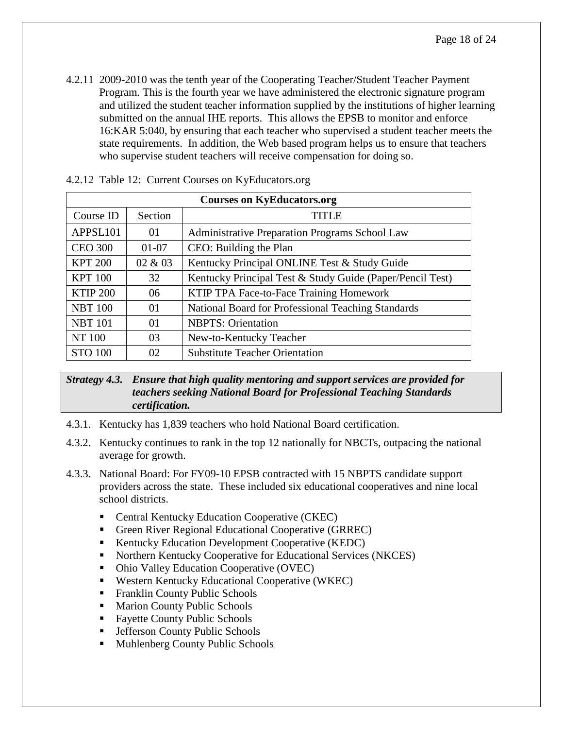4.2.11 2009-2010 was the tenth year of the Cooperating Teacher/Student Teacher Payment Program. This is the fourth year we have administered the electronic signature program and utilized the student teacher information supplied by the institutions of higher learning submitted on the annual IHE reports. This allows the EPSB to monitor and enforce 16:KAR 5:040, by ensuring that each teacher who supervised a student teacher meets the state requirements. In addition, the Web based program helps us to ensure that teachers who supervise student teachers will receive compensation for doing so.

4.2.12 Table 12: Current Courses on KyEducators.org

| Courses on KyEducators.org | | |
|---|---|---|
| Course ID | Section | TITLE |
| APPSL101 | 01 | Administrative Preparation Programs School Law |
| CEO 300 | 01-07 | CEO: Building the Plan |
| KPT 200 | 02 & 03 | Kentucky Principal ONLINE Test & Study Guide |
| KPT 100 | 32 | Kentucky Principal Test & Study Guide (Paper/Pencil Test) |
| KTIP 200 | 06 | KTIP TPA Face-to-Face Training Homework |
| NBT 100 | 01 | National Board for Professional Teaching Standards |
| NBT 101 | 01 | NBPTS: Orientation |
| NT 100 | 03 | New-to-Kentucky Teacher |
| STO 100 | 02 | Substitute Teacher Orientation |

***Strategy 4.3. Ensure that high quality mentoring and support services are provided for teachers seeking National Board for Professional Teaching Standards certification.***

4.3.1. Kentucky has 1,839 teachers who hold National Board certification.

4.3.2. Kentucky continues to rank in the top 12 nationally for NBCTs, outpacing the national average for growth.

4.3.3. National Board: For FY09-10 EPSB contracted with 15 NBPTS candidate support providers across the state. These included six educational cooperatives and nine local school districts.

- Central Kentucky Education Cooperative (CKEC)
- Green River Regional Educational Cooperative (GRREC)
- Kentucky Education Development Cooperative (KEDC)
- Northern Kentucky Cooperative for Educational Services (NKCES)
- Ohio Valley Education Cooperative (OVEC)
- Western Kentucky Educational Cooperative (WKEC)
- Franklin County Public Schools
- Marion County Public Schools
- Fayette County Public Schools
- Jefferson County Public Schools
- Muhlenberg County Public Schools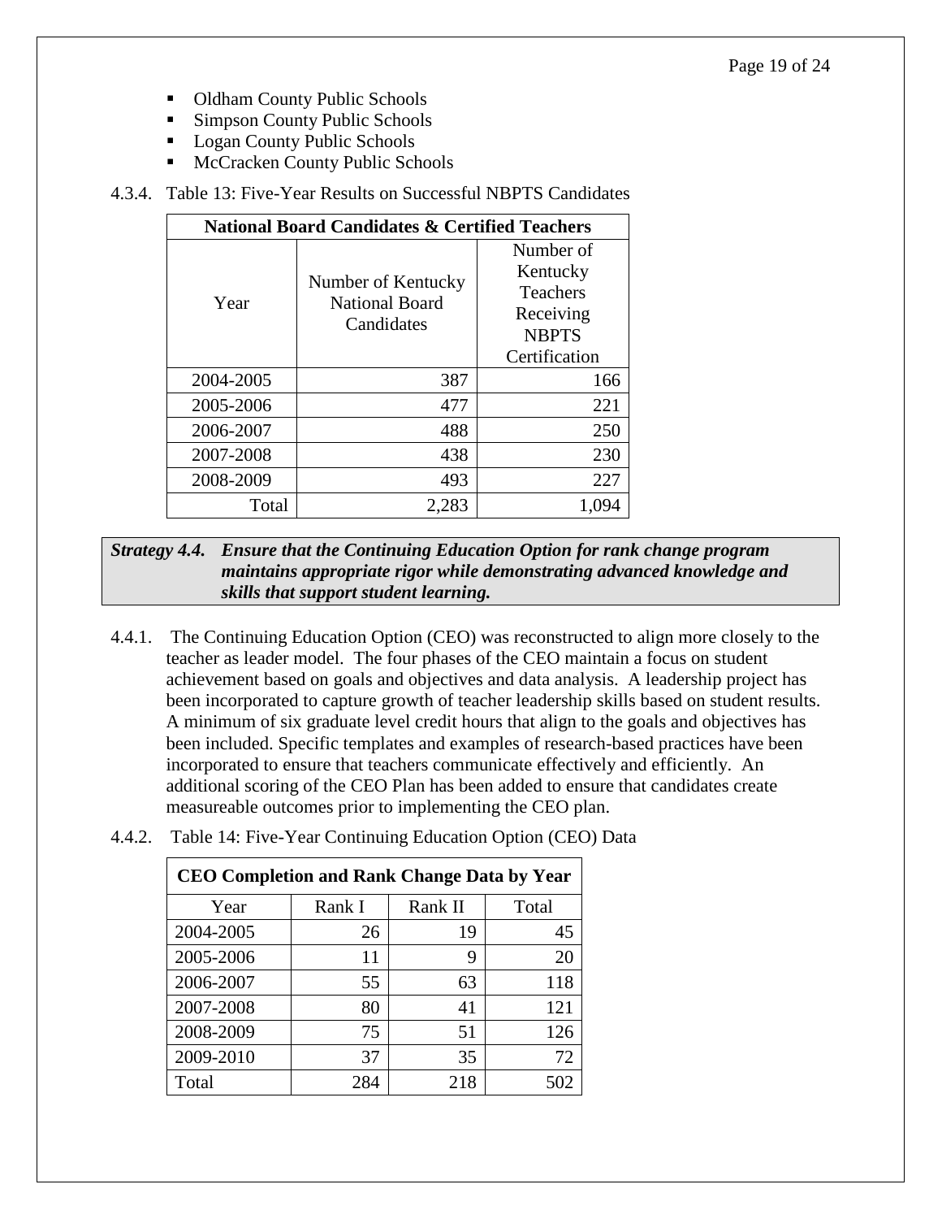- Oldham County Public Schools
- Simpson County Public Schools
- Logan County Public Schools
- McCracken County Public Schools

4.3.4. Table 13: Five-Year Results on Successful NBPTS Candidates

| National Board Candidates & Certified Teachers | | |
|---|---|---|
| Year | Number of Kentucky National Board Candidates | Number of Kentucky Teachers Receiving NBPTS Certification |
| 2004-2005 | 387 | 166 |
| 2005-2006 | 477 | 221 |
| 2006-2007 | 488 | 250 |
| 2007-2008 | 438 | 230 |
| 2008-2009 | 493 | 227 |
| Total | 2,283 | 1,094 |

***Strategy 4.4. Ensure that the Continuing Education Option for rank change program maintains appropriate rigor while demonstrating advanced knowledge and skills that support student learning.***

4.4.1. The Continuing Education Option (CEO) was reconstructed to align more closely to the teacher as leader model. The four phases of the CEO maintain a focus on student achievement based on goals and objectives and data analysis. A leadership project has been incorporated to capture growth of teacher leadership skills based on student results. A minimum of six graduate level credit hours that align to the goals and objectives has been included. Specific templates and examples of research-based practices have been incorporated to ensure that teachers communicate effectively and efficiently. An additional scoring of the CEO Plan has been added to ensure that candidates create measureable outcomes prior to implementing the CEO plan.

4.4.2. Table 14: Five-Year Continuing Education Option (CEO) Data

| CEO Completion and Rank Change Data by Year | | | |
|---|---|---|---|
| Year | Rank I | Rank II | Total |
| 2004-2005 | 26 | 19 | 45 |
| 2005-2006 | 11 | 9 | 20 |
| 2006-2007 | 55 | 63 | 118 |
| 2007-2008 | 80 | 41 | 121 |
| 2008-2009 | 75 | 51 | 126 |
| 2009-2010 | 37 | 35 | 72 |
| Total | 284 | 218 | 502 |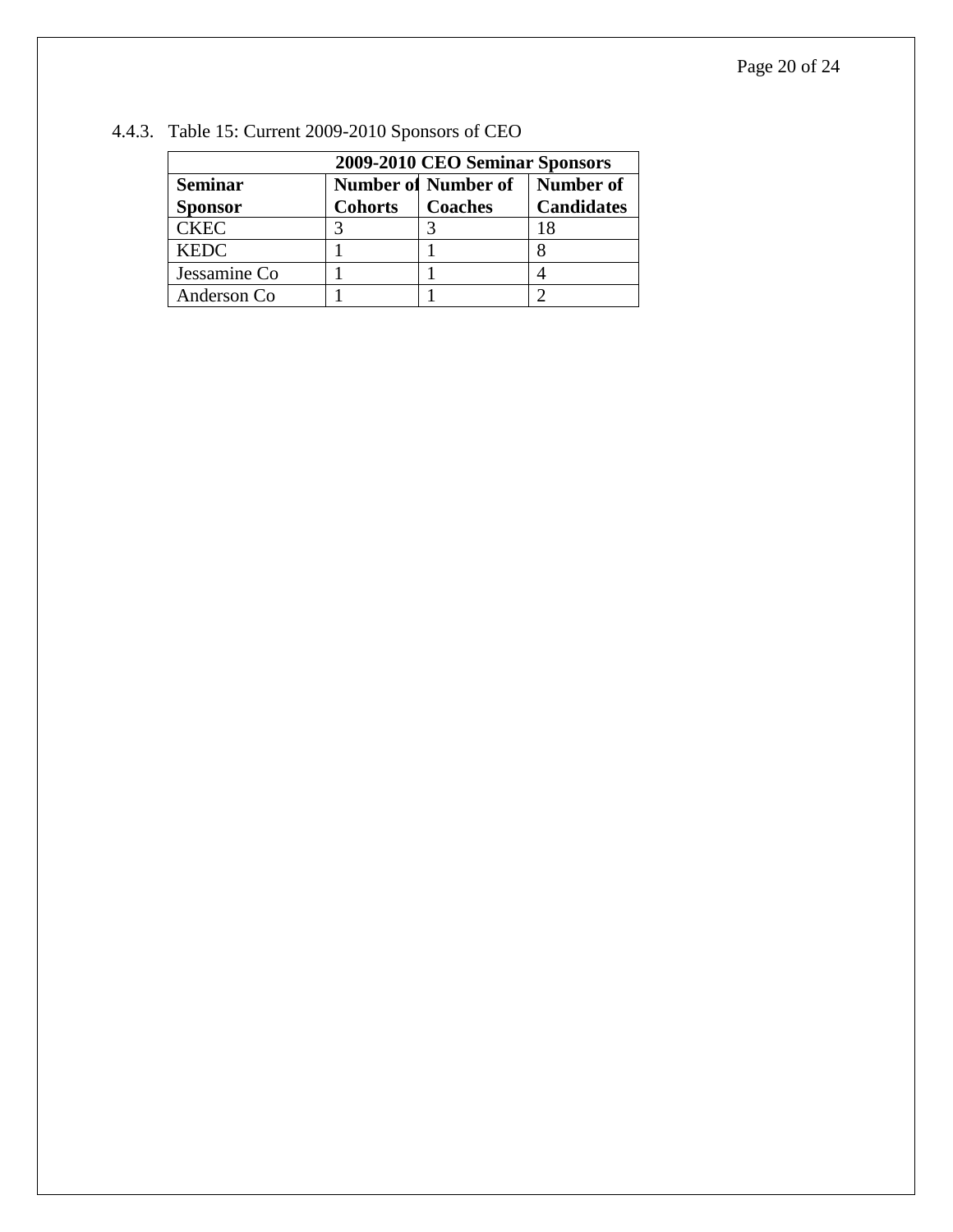4.4.3. Table 15: Current 2009-2010 Sponsors of CEO

| 2009-2010 CEO Seminar Sponsors | | | |
|---|---|---|---|
| **Seminar Sponsor** | **Number of Cohorts** | **Number of Coaches** | **Number of Candidates** |
| CKEC | 3 | 3 | 18 |
| KEDC | 1 | 1 | 8 |
| Jessamine Co | 1 | 1 | 4 |
| Anderson Co | 1 | 1 | 2 |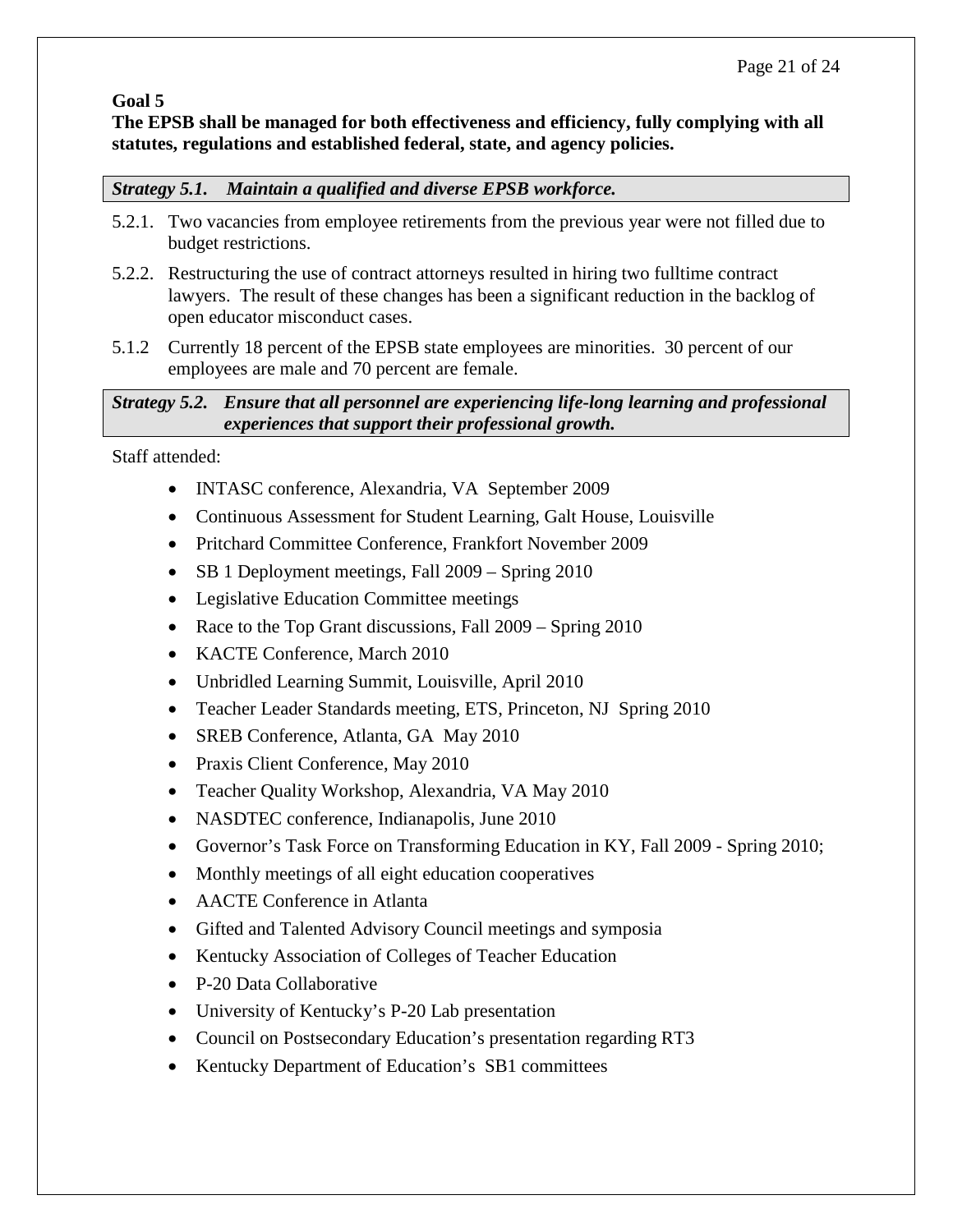**Goal 5**

**The EPSB shall be managed for both effectiveness and efficiency, fully complying with all statutes, regulations and established federal, state, and agency policies.**

***Strategy 5.1. Maintain a qualified and diverse EPSB workforce.***

5.2.1. Two vacancies from employee retirements from the previous year were not filled due to budget restrictions.

5.2.2. Restructuring the use of contract attorneys resulted in hiring two fulltime contract lawyers. The result of these changes has been a significant reduction in the backlog of open educator misconduct cases.

5.1.2 Currently 18 percent of the EPSB state employees are minorities. 30 percent of our employees are male and 70 percent are female.

***Strategy 5.2. Ensure that all personnel are experiencing life-long learning and professional experiences that support their professional growth.***

Staff attended:

- INTASC conference, Alexandria, VA September 2009
- Continuous Assessment for Student Learning, Galt House, Louisville
- Pritchard Committee Conference, Frankfort November 2009
- SB 1 Deployment meetings, Fall 2009 – Spring 2010
- Legislative Education Committee meetings
- Race to the Top Grant discussions, Fall 2009 – Spring 2010
- KACTE Conference, March 2010
- Unbridled Learning Summit, Louisville, April 2010
- Teacher Leader Standards meeting, ETS, Princeton, NJ Spring 2010
- SREB Conference, Atlanta, GA May 2010
- Praxis Client Conference, May 2010
- Teacher Quality Workshop, Alexandria, VA May 2010
- NASDTEC conference, Indianapolis, June 2010
- Governor's Task Force on Transforming Education in KY, Fall 2009 - Spring 2010;
- Monthly meetings of all eight education cooperatives
- AACTE Conference in Atlanta
- Gifted and Talented Advisory Council meetings and symposia
- Kentucky Association of Colleges of Teacher Education
- P-20 Data Collaborative
- University of Kentucky's P-20 Lab presentation
- Council on Postsecondary Education's presentation regarding RT3
- Kentucky Department of Education's SB1 committees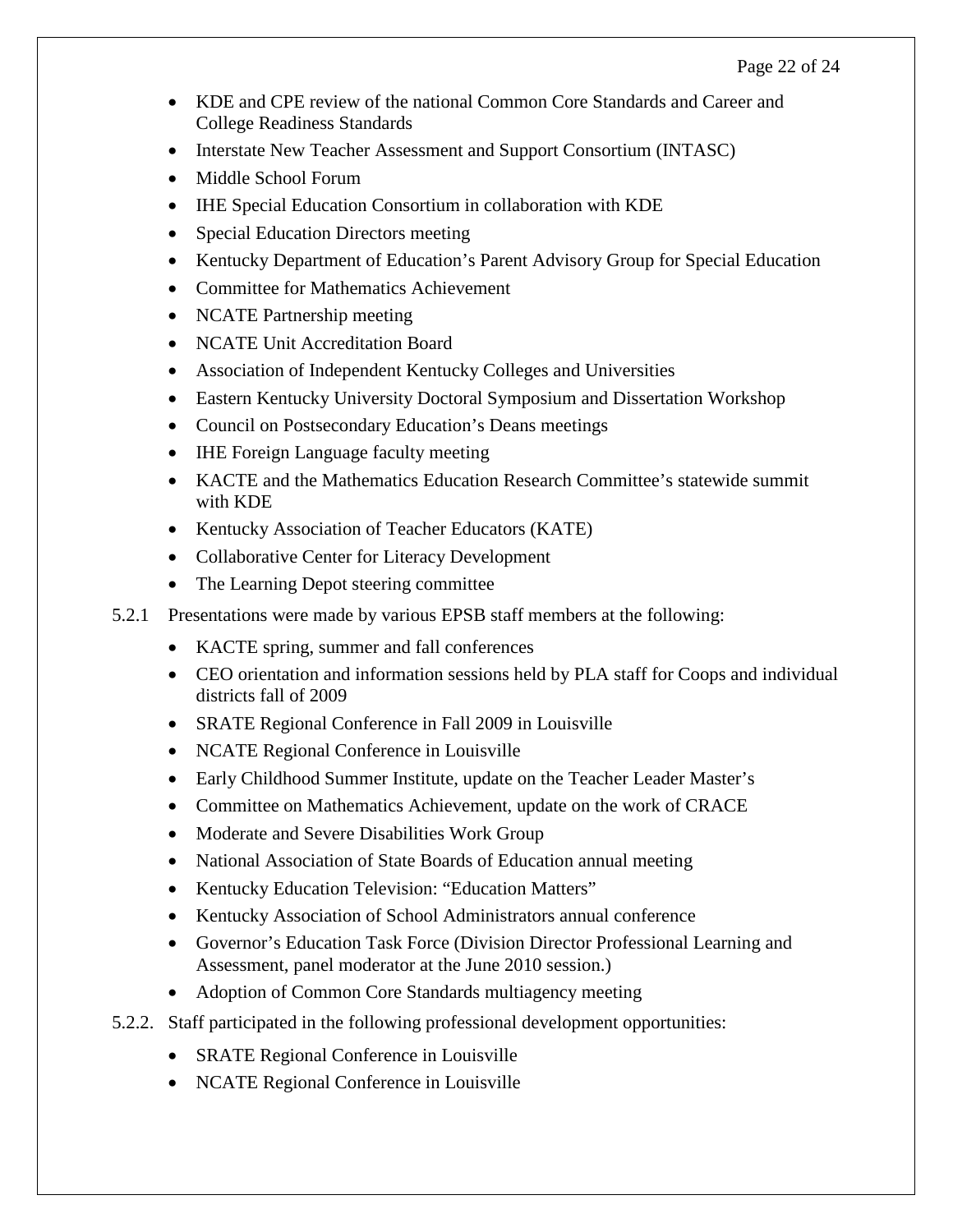- KDE and CPE review of the national Common Core Standards and Career and College Readiness Standards
- Interstate New Teacher Assessment and Support Consortium (INTASC)
- Middle School Forum
- IHE Special Education Consortium in collaboration with KDE
- Special Education Directors meeting
- Kentucky Department of Education's Parent Advisory Group for Special Education
- Committee for Mathematics Achievement
- NCATE Partnership meeting
- NCATE Unit Accreditation Board
- Association of Independent Kentucky Colleges and Universities
- Eastern Kentucky University Doctoral Symposium and Dissertation Workshop
- Council on Postsecondary Education's Deans meetings
- IHE Foreign Language faculty meeting
- KACTE and the Mathematics Education Research Committee's statewide summit with KDE
- Kentucky Association of Teacher Educators (KATE)
- Collaborative Center for Literacy Development
- The Learning Depot steering committee

5.2.1 Presentations were made by various EPSB staff members at the following:

- KACTE spring, summer and fall conferences
- CEO orientation and information sessions held by PLA staff for Coops and individual districts fall of 2009
- SRATE Regional Conference in Fall 2009 in Louisville
- NCATE Regional Conference in Louisville
- Early Childhood Summer Institute, update on the Teacher Leader Master's
- Committee on Mathematics Achievement, update on the work of CRACE
- Moderate and Severe Disabilities Work Group
- National Association of State Boards of Education annual meeting
- Kentucky Education Television: "Education Matters"
- Kentucky Association of School Administrators annual conference
- Governor's Education Task Force (Division Director Professional Learning and Assessment, panel moderator at the June 2010 session.)
- Adoption of Common Core Standards multiagency meeting

5.2.2. Staff participated in the following professional development opportunities:

- SRATE Regional Conference in Louisville
- NCATE Regional Conference in Louisville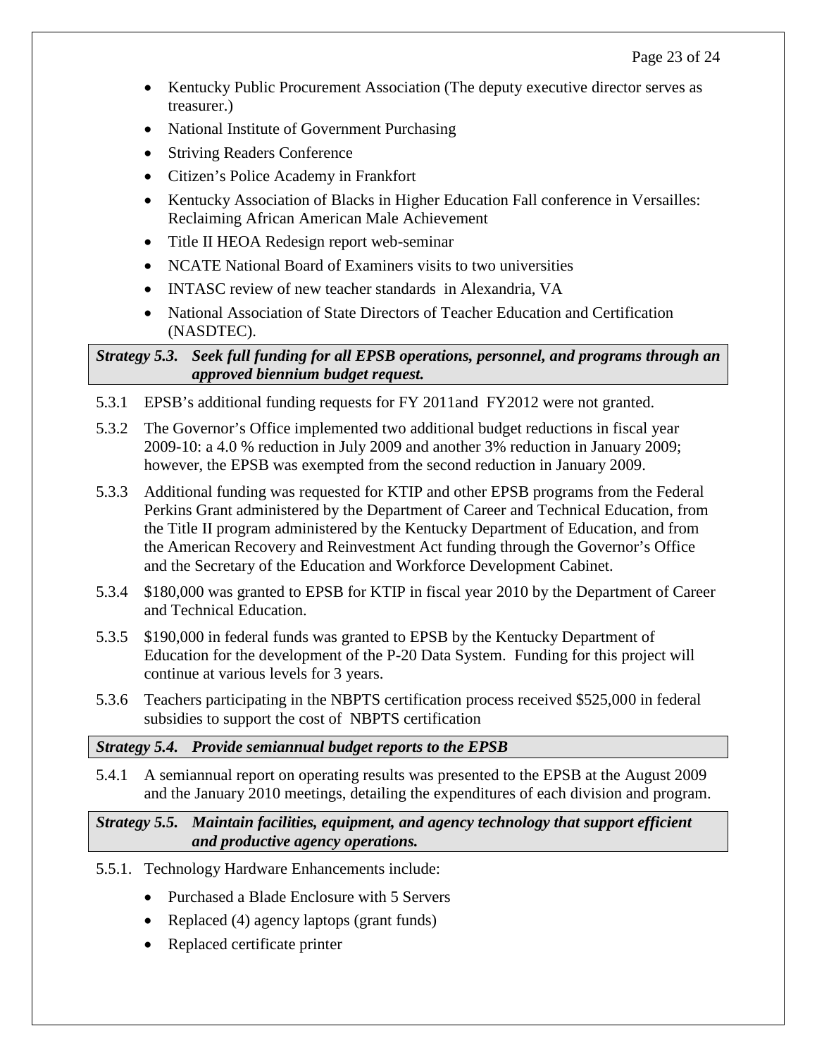- Kentucky Public Procurement Association (The deputy executive director serves as treasurer.)
- National Institute of Government Purchasing
- Striving Readers Conference
- Citizen's Police Academy in Frankfort
- Kentucky Association of Blacks in Higher Education Fall conference in Versailles: Reclaiming African American Male Achievement
- Title II HEOA Redesign report web-seminar
- NCATE National Board of Examiners visits to two universities
- INTASC review of new teacher standards in Alexandria, VA
- National Association of State Directors of Teacher Education and Certification (NASDTEC).

***Strategy 5.3. Seek full funding for all EPSB operations, personnel, and programs through an approved biennium budget request.***

5.3.1 EPSB's additional funding requests for FY 2011and FY2012 were not granted.

5.3.2 The Governor's Office implemented two additional budget reductions in fiscal year 2009-10: a 4.0 % reduction in July 2009 and another 3% reduction in January 2009; however, the EPSB was exempted from the second reduction in January 2009.

5.3.3 Additional funding was requested for KTIP and other EPSB programs from the Federal Perkins Grant administered by the Department of Career and Technical Education, from the Title II program administered by the Kentucky Department of Education, and from the American Recovery and Reinvestment Act funding through the Governor's Office and the Secretary of the Education and Workforce Development Cabinet.

5.3.4 $180,000 was granted to EPSB for KTIP in fiscal year 2010 by the Department of Career and Technical Education.

5.3.5 $190,000 in federal funds was granted to EPSB by the Kentucky Department of Education for the development of the P-20 Data System. Funding for this project will continue at various levels for 3 years.

5.3.6 Teachers participating in the NBPTS certification process received $525,000 in federal subsidies to support the cost of NBPTS certification

***Strategy 5.4. Provide semiannual budget reports to the EPSB***

5.4.1 A semiannual report on operating results was presented to the EPSB at the August 2009 and the January 2010 meetings, detailing the expenditures of each division and program.

***Strategy 5.5. Maintain facilities, equipment, and agency technology that support efficient and productive agency operations.***

5.5.1. Technology Hardware Enhancements include:

- Purchased a Blade Enclosure with 5 Servers
- Replaced (4) agency laptops (grant funds)
- Replaced certificate printer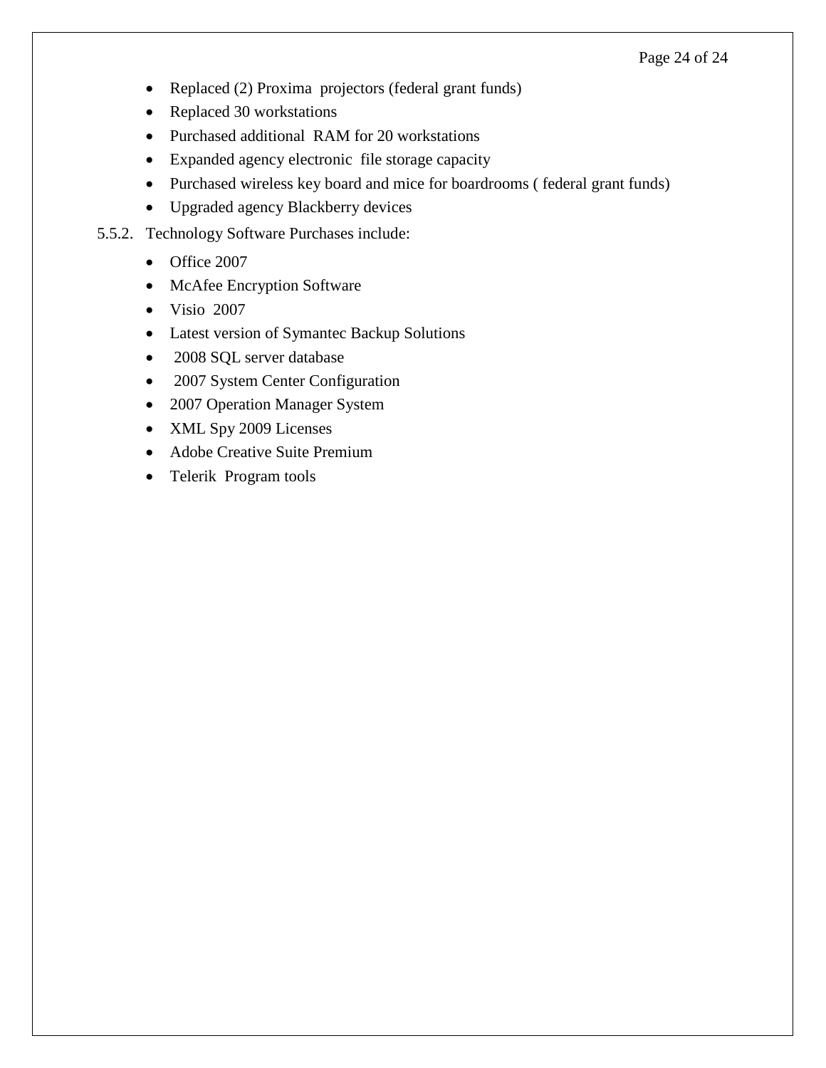- Replaced (2) Proxima projectors (federal grant funds)
- Replaced 30 workstations
- Purchased additional RAM for 20 workstations
- Expanded agency electronic file storage capacity
- Purchased wireless key board and mice for boardrooms ( federal grant funds)
- Upgraded agency Blackberry devices

5.5.2. Technology Software Purchases include:

- Office 2007
- McAfee Encryption Software
- Visio 2007
- Latest version of Symantec Backup Solutions
- 2008 SQL server database
- 2007 System Center Configuration
- 2007 Operation Manager System
- XML Spy 2009 Licenses
- Adobe Creative Suite Premium
- Telerik Program tools